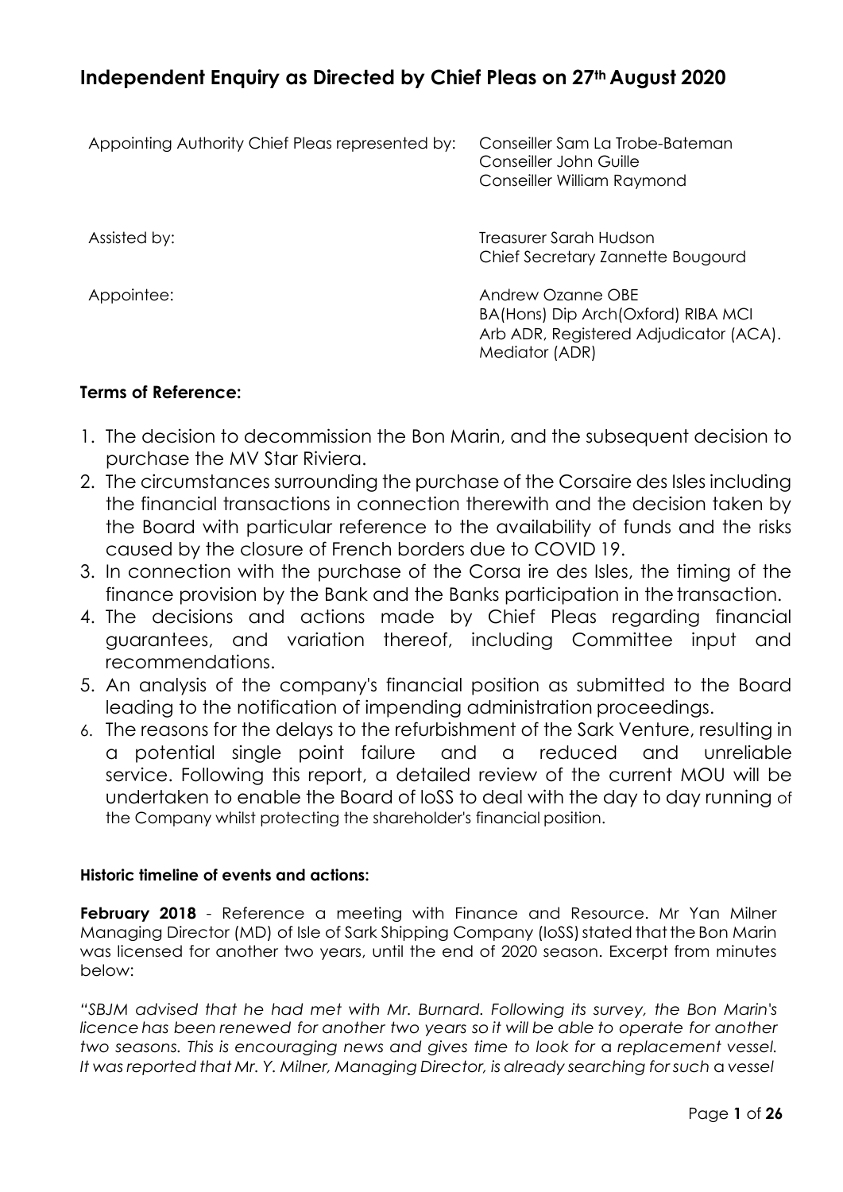# Independent Enquiry as Directed by Chief Pleas on 27th August 2020

| | |
|---|---|
| Appointing Authority Chief Pleas represented by: | Conseiller Sam La Trobe-Bateman<br>Conseiller John Guille<br>Conseiller William Raymond |
| Assisted by: | Treasurer Sarah Hudson<br>Chief Secretary Zannette Bougourd |
| Appointee: | Andrew Ozanne OBE<br>BA(Hons) Dip Arch(Oxford) RIBA MCI Arb ADR, Registered Adjudicator (ACA). Mediator (ADR) |

**Terms of Reference:**

1. The decision to decommission the Bon Marin, and the subsequent decision to purchase the MV Star Riviera.
2. The circumstances surrounding the purchase of the Corsaire des Isles including the financial transactions in connection therewith and the decision taken by the Board with particular reference to the availability of funds and the risks caused by the closure of French borders due to COVID 19.
3. In connection with the purchase of the Corsa ire des Isles, the timing of the finance provision by the Bank and the Banks participation in the transaction.
4. The decisions and actions made by Chief Pleas regarding financial guarantees, and variation thereof, including Committee input and recommendations.
5. An analysis of the company's financial position as submitted to the Board leading to the notification of impending administration proceedings.
6. The reasons for the delays to the refurbishment of the Sark Venture, resulting in a potential single point failure and a reduced and unreliable service. Following this report, a detailed review of the current MOU will be undertaken to enable the Board of IoSS to deal with the day to day running of the Company whilst protecting the shareholder's financial position.

**Historic timeline of events and actions:**

**February 2018** - Reference a meeting with Finance and Resource. Mr Yan Milner Managing Director (MD) of Isle of Sark Shipping Company (IoSS) stated that the Bon Marin was licensed for another two years, until the end of 2020 season. Excerpt from minutes below:

*"SBJM advised that he had met with Mr. Burnard. Following its survey, the Bon Marin's licence has been renewed for another two years so it will be able to operate for another two seasons. This is encouraging news and gives time to look for a replacement vessel. It was reported that Mr. Y. Milner, Managing Director, is already searching for such a vessel*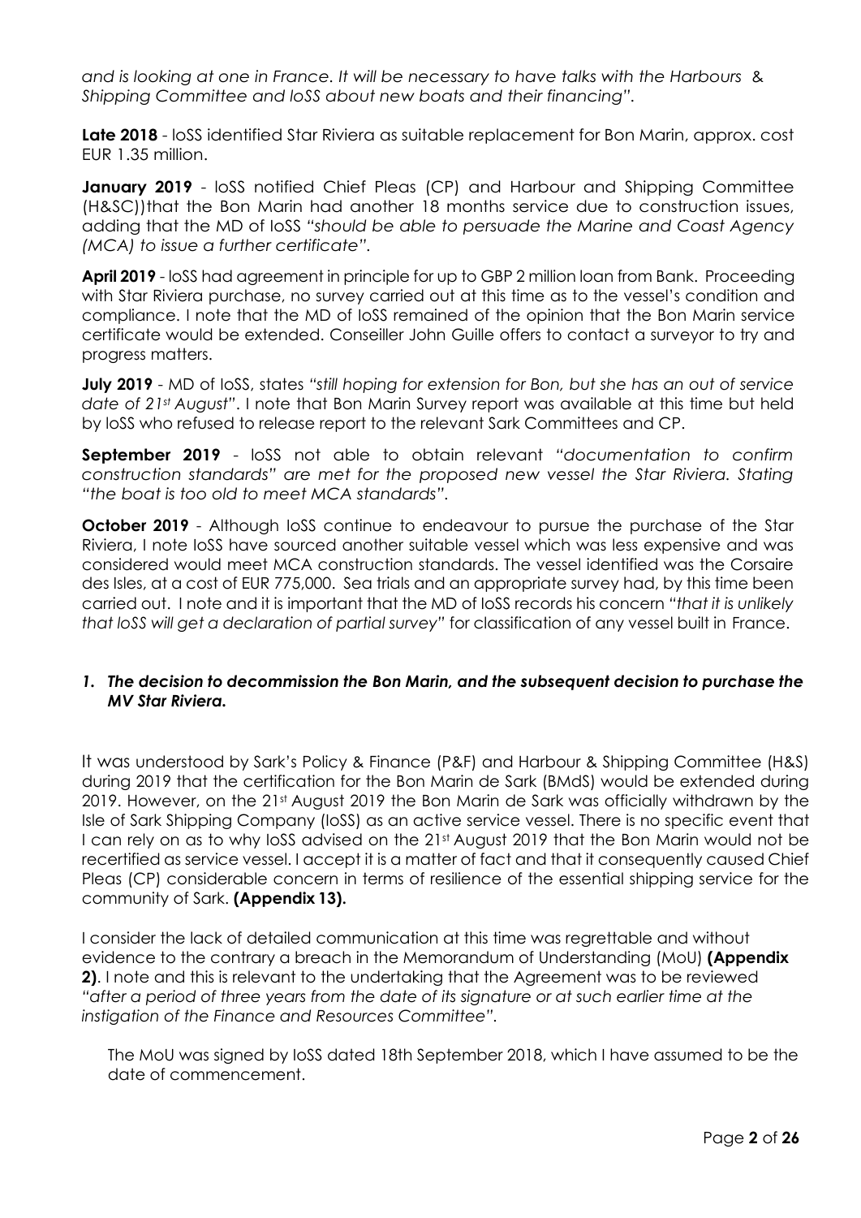*and is looking at one in France. It will be necessary to have talks with the Harbours & Shipping Committee and IoSS about new boats and their financing".*

**Late 2018** - IoSS identified Star Riviera as suitable replacement for Bon Marin, approx. cost EUR 1.35 million.

**January 2019** - IoSS notified Chief Pleas (CP) and Harbour and Shipping Committee (H&SC))that the Bon Marin had another 18 months service due to construction issues, adding that the MD of IoSS *"should be able to persuade the Marine and Coast Agency (MCA) to issue a further certificate".*

**April 2019** - IoSS had agreement in principle for up to GBP 2 million loan from Bank. Proceeding with Star Riviera purchase, no survey carried out at this time as to the vessel's condition and compliance. I note that the MD of IoSS remained of the opinion that the Bon Marin service certificate would be extended. Conseiller John Guille offers to contact a surveyor to try and progress matters.

**July 2019** - MD of IoSS, states *"still hoping for extension for Bon, but she has an out of service date of 21st August".* I note that Bon Marin Survey report was available at this time but held by IoSS who refused to release report to the relevant Sark Committees and CP.

**September 2019** - IoSS not able to obtain relevant *"documentation to confirm construction standards" are met for the proposed new vessel the Star Riviera. Stating "the boat is too old to meet MCA standards".*

**October 2019** - Although IoSS continue to endeavour to pursue the purchase of the Star Riviera, I note IoSS have sourced another suitable vessel which was less expensive and was considered would meet MCA construction standards. The vessel identified was the Corsaire des Isles, at a cost of EUR 775,000. Sea trials and an appropriate survey had, by this time been carried out. I note and it is important that the MD of IoSS records his concern *"that it is unlikely that IoSS will get a declaration of partial survey"* for classification of any vessel built in France.

### *1. The decision to decommission the Bon Marin, and the subsequent decision to purchase the MV Star Riviera.*

It was understood by Sark's Policy & Finance (P&F) and Harbour & Shipping Committee (H&S) during 2019 that the certification for the Bon Marin de Sark (BMdS) would be extended during 2019. However, on the 21st August 2019 the Bon Marin de Sark was officially withdrawn by the Isle of Sark Shipping Company (IoSS) as an active service vessel. There is no specific event that I can rely on as to why IoSS advised on the 21st August 2019 that the Bon Marin would not be recertified as service vessel. I accept it is a matter of fact and that it consequently caused Chief Pleas (CP) considerable concern in terms of resilience of the essential shipping service for the community of Sark. **(Appendix 13).**

I consider the lack of detailed communication at this time was regrettable and without evidence to the contrary a breach in the Memorandum of Understanding (MoU) **(Appendix 2)**. I note and this is relevant to the undertaking that the Agreement was to be reviewed *"after a period of three years from the date of its signature or at such earlier time at the instigation of the Finance and Resources Committee".*

The MoU was signed by IoSS dated 18th September 2018, which I have assumed to be the date of commencement.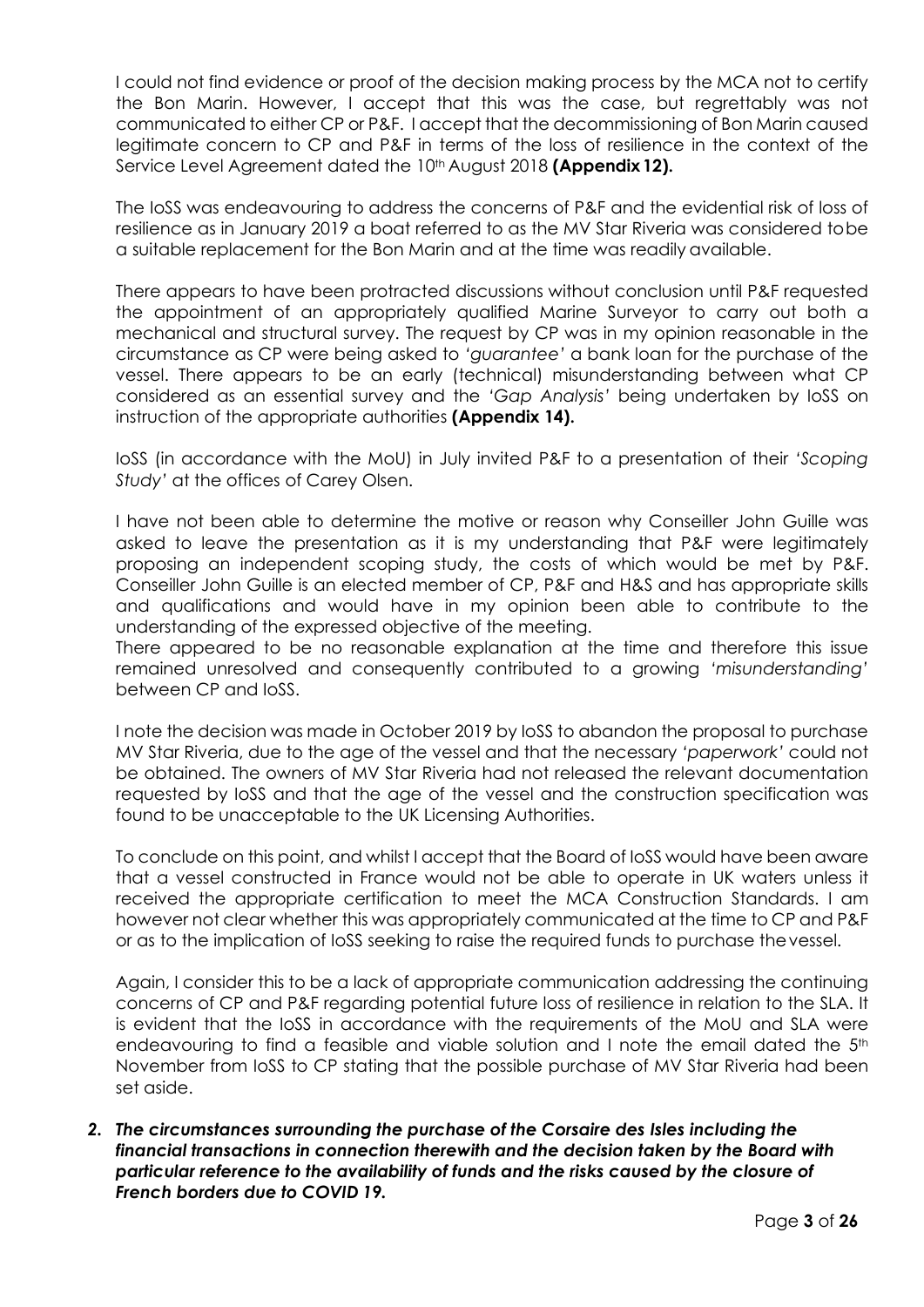I could not find evidence or proof of the decision making process by the MCA not to certify the Bon Marin. However, I accept that this was the case, but regrettably was not communicated to either CP or P&F. I accept that the decommissioning of Bon Marin caused legitimate concern to CP and P&F in terms of the loss of resilience in the context of the Service Level Agreement dated the 10th August 2018 **(Appendix 12).**

The IoSS was endeavouring to address the concerns of P&F and the evidential risk of loss of resilience as in January 2019 a boat referred to as the MV Star Riveria was considered to be a suitable replacement for the Bon Marin and at the time was readily available.

There appears to have been protracted discussions without conclusion until P&F requested the appointment of an appropriately qualified Marine Surveyor to carry out both a mechanical and structural survey. The request by CP was in my opinion reasonable in the circumstance as CP were being asked to *'guarantee'* a bank loan for the purchase of the vessel. There appears to be an early (technical) misunderstanding between what CP considered as an essential survey and the *'Gap Analysis'* being undertaken by IoSS on instruction of the appropriate authorities **(Appendix 14).**

IoSS (in accordance with the MoU) in July invited P&F to a presentation of their *'Scoping Study'* at the offices of Carey Olsen.

I have not been able to determine the motive or reason why Conseiller John Guille was asked to leave the presentation as it is my understanding that P&F were legitimately proposing an independent scoping study, the costs of which would be met by P&F. Conseiller John Guille is an elected member of CP, P&F and H&S and has appropriate skills and qualifications and would have in my opinion been able to contribute to the understanding of the expressed objective of the meeting.
There appeared to be no reasonable explanation at the time and therefore this issue remained unresolved and consequently contributed to a growing *'misunderstanding'* between CP and IoSS.

I note the decision was made in October 2019 by IoSS to abandon the proposal to purchase MV Star Riveria, due to the age of the vessel and that the necessary *'paperwork'* could not be obtained. The owners of MV Star Riveria had not released the relevant documentation requested by IoSS and that the age of the vessel and the construction specification was found to be unacceptable to the UK Licensing Authorities.

To conclude on this point, and whilst I accept that the Board of IoSS would have been aware that a vessel constructed in France would not be able to operate in UK waters unless it received the appropriate certification to meet the MCA Construction Standards. I am however not clear whether this was appropriately communicated at the time to CP and P&F or as to the implication of IoSS seeking to raise the required funds to purchase the vessel.

Again, I consider this to be a lack of appropriate communication addressing the continuing concerns of CP and P&F regarding potential future loss of resilience in relation to the SLA. It is evident that the IoSS in accordance with the requirements of the MoU and SLA were endeavouring to find a feasible and viable solution and I note the email dated the 5th November from IoSS to CP stating that the possible purchase of MV Star Riveria had been set aside.

2. ***The circumstances surrounding the purchase of the Corsaire des Isles including the financial transactions in connection therewith and the decision taken by the Board with particular reference to the availability of funds and the risks caused by the closure of French borders due to COVID 19.***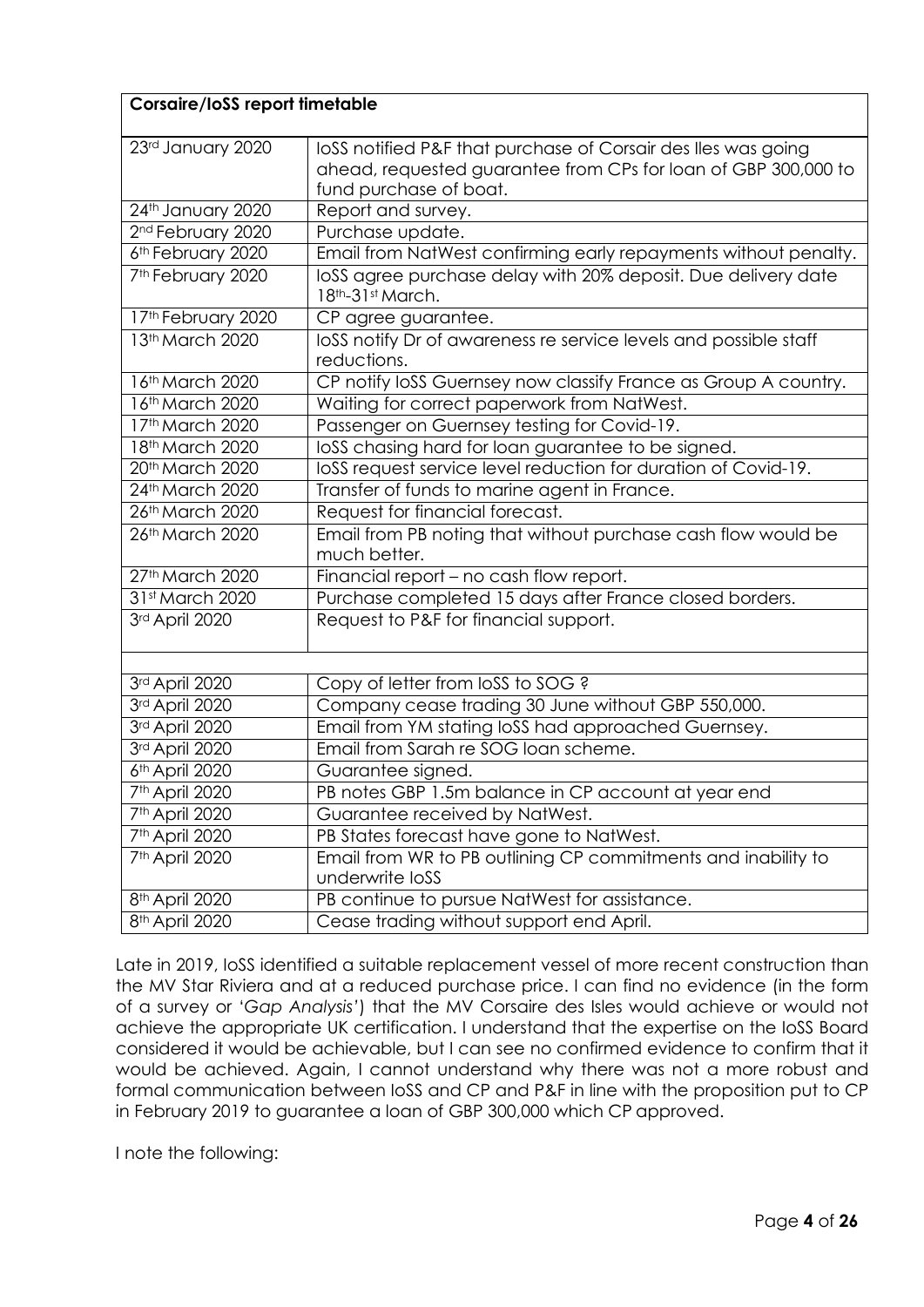| Corsaire/IoSS report timetable | |
|---|---|
| 23rd January 2020 | IoSS notified P&F that purchase of Corsair des Iles was going ahead, requested guarantee from CPs for loan of GBP 300,000 to fund purchase of boat. |
| 24th January 2020 | Report and survey. |
| 2nd February 2020 | Purchase update. |
| 6th February 2020 | Email from NatWest confirming early repayments without penalty. |
| 7th February 2020 | IoSS agree purchase delay with 20% deposit. Due delivery date 18th-31st March. |
| 17th February 2020 | CP agree guarantee. |
| 13th March 2020 | IoSS notify Dr of awareness re service levels and possible staff reductions. |
| 16th March 2020 | CP notify IoSS Guernsey now classify France as Group A country. |
| 16th March 2020 | Waiting for correct paperwork from NatWest. |
| 17th March 2020 | Passenger on Guernsey testing for Covid-19. |
| 18th March 2020 | IoSS chasing hard for loan guarantee to be signed. |
| 20th March 2020 | IoSS request service level reduction for duration of Covid-19. |
| 24th March 2020 | Transfer of funds to marine agent in France. |
| 26th March 2020 | Request for financial forecast. |
| 26th March 2020 | Email from PB noting that without purchase cash flow would be much better. |
| 27th March 2020 | Financial report – no cash flow report. |
| 31st March 2020 | Purchase completed 15 days after France closed borders. |
| 3rd April 2020 | Request to P&F for financial support. |
| | |
| 3rd April 2020 | Copy of letter from IoSS to SOG ? |
| 3rd April 2020 | Company cease trading 30 June without GBP 550,000. |
| 3rd April 2020 | Email from YM stating IoSS had approached Guernsey. |
| 3rd April 2020 | Email from Sarah re SOG loan scheme. |
| 6th April 2020 | Guarantee signed. |
| 7th April 2020 | PB notes GBP 1.5m balance in CP account at year end |
| 7th April 2020 | Guarantee received by NatWest. |
| 7th April 2020 | PB States forecast have gone to NatWest. |
| 7th April 2020 | Email from WR to PB outlining CP commitments and inability to underwrite IoSS |
| 8th April 2020 | PB continue to pursue NatWest for assistance. |
| 8th April 2020 | Cease trading without support end April. |

Late in 2019, IoSS identified a suitable replacement vessel of more recent construction than the MV Star Riviera and at a reduced purchase price. I can find no evidence (in the form of a survey or '*Gap Analysis*') that the MV Corsaire des Isles would achieve or would not achieve the appropriate UK certification. I understand that the expertise on the IoSS Board considered it would be achievable, but I can see no confirmed evidence to confirm that it would be achieved. Again, I cannot understand why there was not a more robust and formal communication between IoSS and CP and P&F in line with the proposition put to CP in February 2019 to guarantee a loan of GBP 300,000 which CP approved.

I note the following: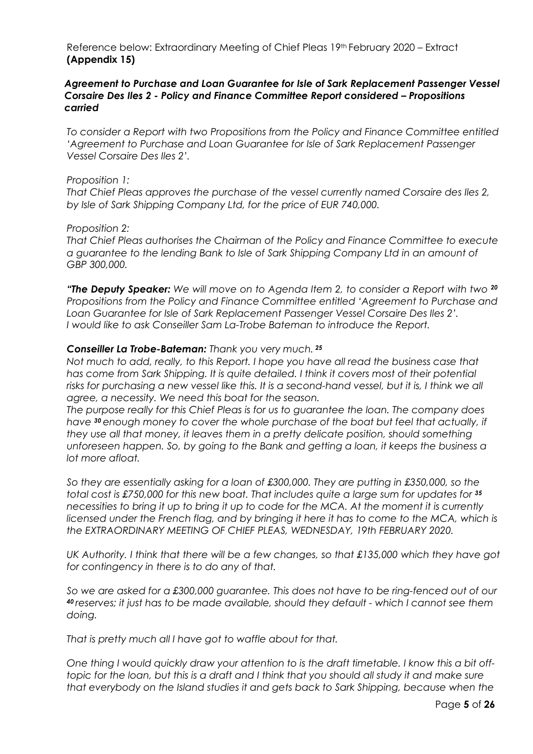Reference below: Extraordinary Meeting of Chief Pleas 19th February 2020 – Extract **(Appendix 15)**

***Agreement to Purchase and Loan Guarantee for Isle of Sark Replacement Passenger Vessel Corsaire Des Iles 2 - Policy and Finance Committee Report considered – Propositions carried***

*To consider a Report with two Propositions from the Policy and Finance Committee entitled 'Agreement to Purchase and Loan Guarantee for Isle of Sark Replacement Passenger Vessel Corsaire Des Iles 2'.*

*Proposition 1:*
*That Chief Pleas approves the purchase of the vessel currently named Corsaire des Iles 2, by Isle of Sark Shipping Company Ltd, for the price of EUR 740,000.*

*Proposition 2:*
*That Chief Pleas authorises the Chairman of the Policy and Finance Committee to execute a guarantee to the lending Bank to Isle of Sark Shipping Company Ltd in an amount of GBP 300,000.*

***"The Deputy Speaker:** We will move on to Agenda Item 2, to consider a Report with two* ***20*** *Propositions from the Policy and Finance Committee entitled 'Agreement to Purchase and Loan Guarantee for Isle of Sark Replacement Passenger Vessel Corsaire Des Iles 2'. I would like to ask Conseiller Sam La-Trobe Bateman to introduce the Report.*

***Conseiller La Trobe-Bateman:** Thank you very much.* ***25***
*Not much to add, really, to this Report. I hope you have all read the business case that has come from Sark Shipping. It is quite detailed. I think it covers most of their potential risks for purchasing a new vessel like this. It is a second-hand vessel, but it is, I think we all agree, a necessity. We need this boat for the season.*
*The purpose really for this Chief Pleas is for us to guarantee the loan. The company does have* ***30*** *enough money to cover the whole purchase of the boat but feel that actually, if they use all that money, it leaves them in a pretty delicate position, should something unforeseen happen. So, by going to the Bank and getting a loan, it keeps the business a lot more afloat.*

*So they are essentially asking for a loan of £300,000. They are putting in £350,000, so the total cost is £750,000 for this new boat. That includes quite a large sum for updates for* ***35*** *necessities to bring it up to bring it up to code for the MCA. At the moment it is currently licensed under the French flag, and by bringing it here it has to come to the MCA, which is the EXTRAORDINARY MEETING OF CHIEF PLEAS, WEDNESDAY, 19th FEBRUARY 2020.*

*UK Authority. I think that there will be a few changes, so that £135,000 which they have got for contingency in there is to do any of that.*

*So we are asked for a £300,000 guarantee. This does not have to be ring-fenced out of our* ***40*** *reserves; it just has to be made available, should they default - which I cannot see them doing.*

*That is pretty much all I have got to waffle about for that.*

*One thing I would quickly draw your attention to is the draft timetable. I know this a bit off-topic for the loan, but this is a draft and I think that you should all study it and make sure that everybody on the Island studies it and gets back to Sark Shipping, because when the*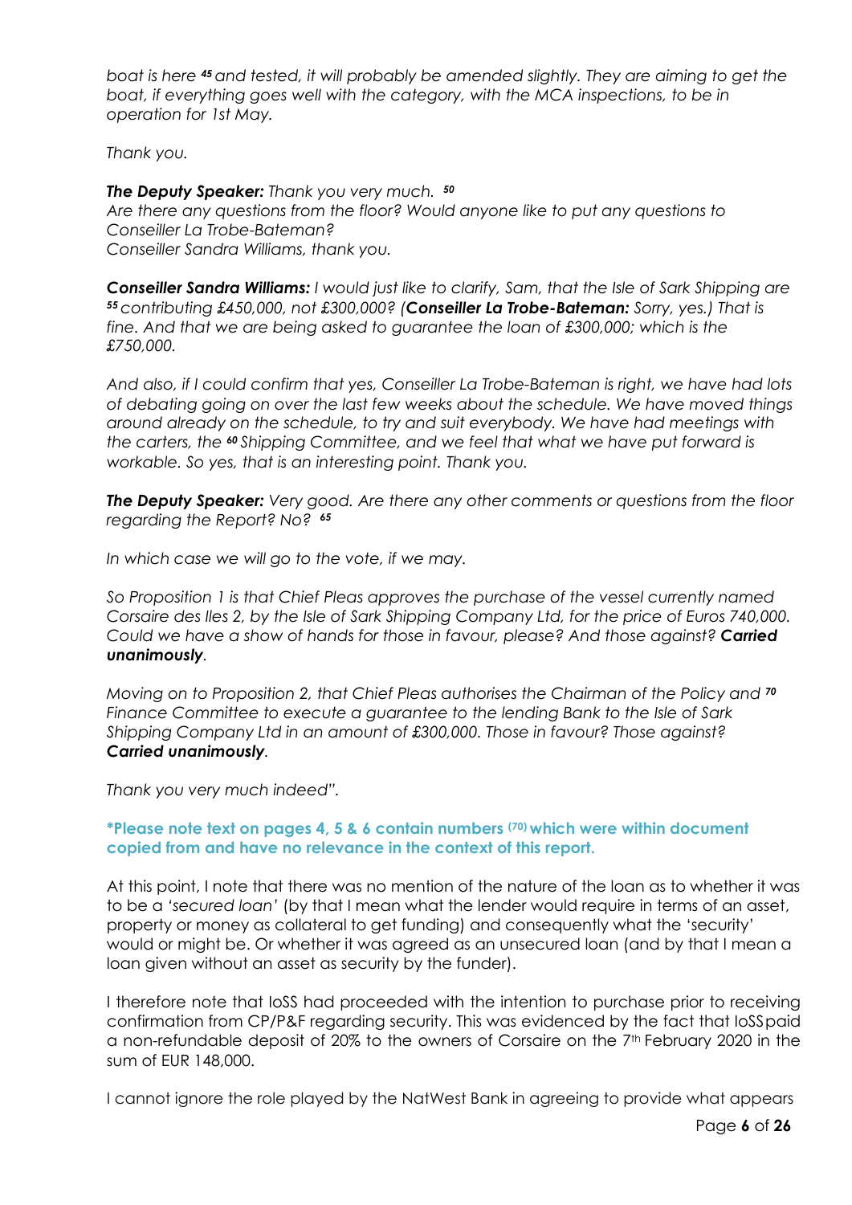*boat is here [45] and tested, it will probably be amended slightly. They are aiming to get the boat, if everything goes well with the category, with the MCA inspections, to be in operation for 1st May.*

*Thank you.*

***The Deputy Speaker:*** *Thank you very much. [50]*
*Are there any questions from the floor? Would anyone like to put any questions to Conseiller La Trobe-Bateman?*
*Conseiller Sandra Williams, thank you.*

***Conseiller Sandra Williams:*** *I would just like to clarify, Sam, that the Isle of Sark Shipping are [55] contributing £450,000, not £300,000? (**Conseiller La Trobe-Bateman:** Sorry, yes.) That is fine. And that we are being asked to guarantee the loan of £300,000; which is the £750,000.*

*And also, if I could confirm that yes, Conseiller La Trobe-Bateman is right, we have had lots of debating going on over the last few weeks about the schedule. We have moved things around already on the schedule, to try and suit everybody. We have had meetings with the carters, the [60] Shipping Committee, and we feel that what we have put forward is workable. So yes, that is an interesting point. Thank you.*

***The Deputy Speaker:*** *Very good. Are there any other comments or questions from the floor regarding the Report? No? [65]*

*In which case we will go to the vote, if we may.*

*So Proposition 1 is that Chief Pleas approves the purchase of the vessel currently named Corsaire des Iles 2, by the Isle of Sark Shipping Company Ltd, for the price of Euros 740,000. Could we have a show of hands for those in favour, please? And those against? **Carried unanimously**.*

*Moving on to Proposition 2, that Chief Pleas authorises the Chairman of the Policy and [70] Finance Committee to execute a guarantee to the lending Bank to the Isle of Sark Shipping Company Ltd in an amount of £300,000. Those in favour? Those against? **Carried unanimously**.*

*Thank you very much indeed".*

**\*Please note text on pages 4, 5 & 6 contain numbers (70) which were within document copied from and have no relevance in the context of this report.**

At this point, I note that there was no mention of the nature of the loan as to whether it was to be a '*secured loan*' (by that I mean what the lender would require in terms of an asset, property or money as collateral to get funding) and consequently what the 'security' would or might be. Or whether it was agreed as an unsecured loan (and by that I mean a loan given without an asset as security by the funder).

I therefore note that IoSS had proceeded with the intention to purchase prior to receiving confirmation from CP/P&F regarding security. This was evidenced by the fact that IoSS paid a non-refundable deposit of 20% to the owners of Corsaire on the 7th February 2020 in the sum of EUR 148,000.

I cannot ignore the role played by the NatWest Bank in agreeing to provide what appears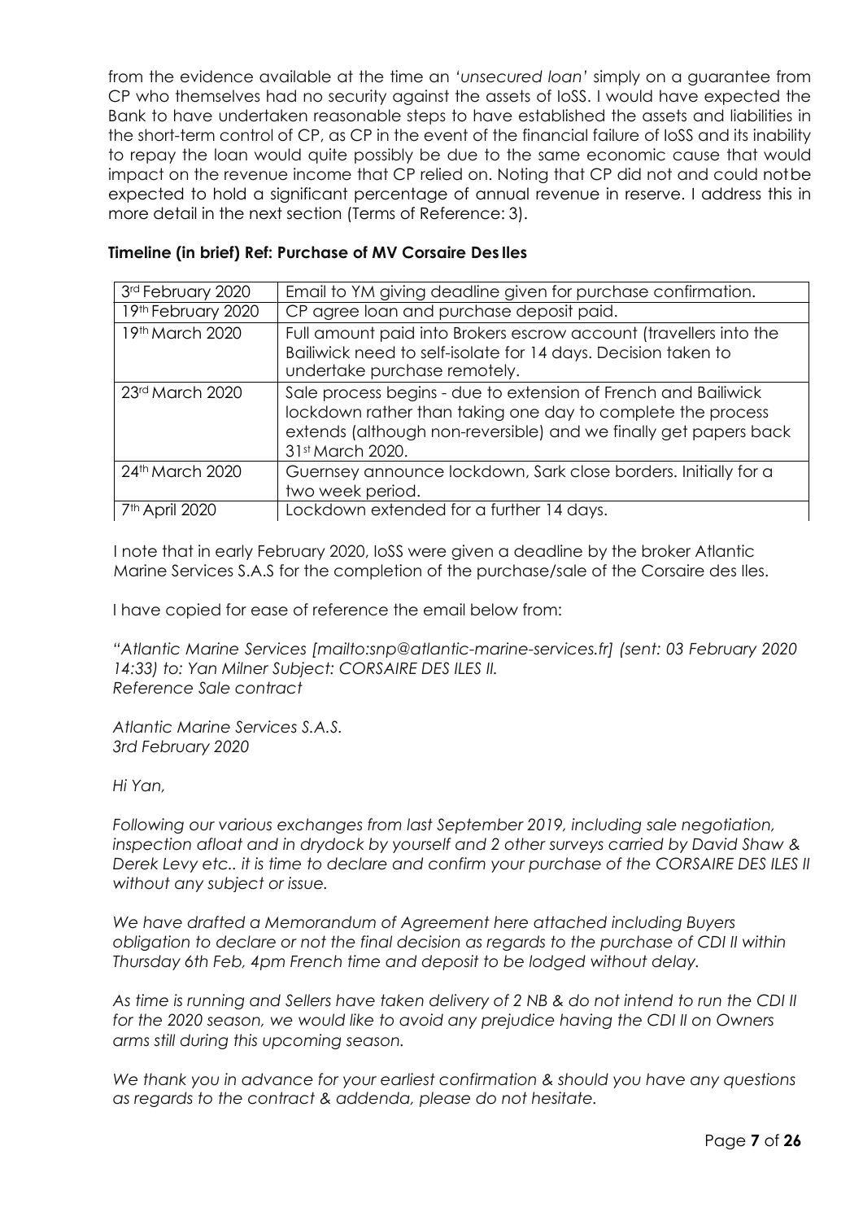from the evidence available at the time an *'unsecured loan'* simply on a guarantee from CP who themselves had no security against the assets of IoSS. I would have expected the Bank to have undertaken reasonable steps to have established the assets and liabilities in the short-term control of CP, as CP in the event of the financial failure of IoSS and its inability to repay the loan would quite possibly be due to the same economic cause that would impact on the revenue income that CP relied on. Noting that CP did not and could notbe expected to hold a significant percentage of annual revenue in reserve. I address this in more detail in the next section (Terms of Reference: 3).

**Timeline (in brief) Ref: Purchase of MV Corsaire Des Iles**

| | |
|---|---|
| 3rd February 2020 | Email to YM giving deadline given for purchase confirmation. |
| 19th February 2020 | CP agree loan and purchase deposit paid. |
| 19th March 2020 | Full amount paid into Brokers escrow account (travellers into the Bailiwick need to self-isolate for 14 days. Decision taken to undertake purchase remotely. |
| 23rd March 2020 | Sale process begins - due to extension of French and Bailiwick lockdown rather than taking one day to complete the process extends (although non-reversible) and we finally get papers back 31st March 2020. |
| 24th March 2020 | Guernsey announce lockdown, Sark close borders. Initially for a two week period. |
| 7th April 2020 | Lockdown extended for a further 14 days. |

I note that in early February 2020, IoSS were given a deadline by the broker Atlantic Marine Services S.A.S for the completion of the purchase/sale of the Corsaire des Iles.

I have copied for ease of reference the email below from:

*"Atlantic Marine Services [mailto:snp@atlantic-marine-services.fr] (sent: 03 February 2020 14:33) to: Yan Milner Subject: CORSAIRE DES ILES II. Reference Sale contract*

*Atlantic Marine Services S.A.S.*
*3rd February 2020*

*Hi Yan,*

*Following our various exchanges from last September 2019, including sale negotiation, inspection afloat and in drydock by yourself and 2 other surveys carried by David Shaw & Derek Levy etc.. it is time to declare and confirm your purchase of the CORSAIRE DES ILES II without any subject or issue.*

*We have drafted a Memorandum of Agreement here attached including Buyers obligation to declare or not the final decision as regards to the purchase of CDI II within Thursday 6th Feb, 4pm French time and deposit to be lodged without delay.*

*As time is running and Sellers have taken delivery of 2 NB & do not intend to run the CDI II for the 2020 season, we would like to avoid any prejudice having the CDI II on Owners arms still during this upcoming season.*

*We thank you in advance for your earliest confirmation & should you have any questions as regards to the contract & addenda, please do not hesitate.*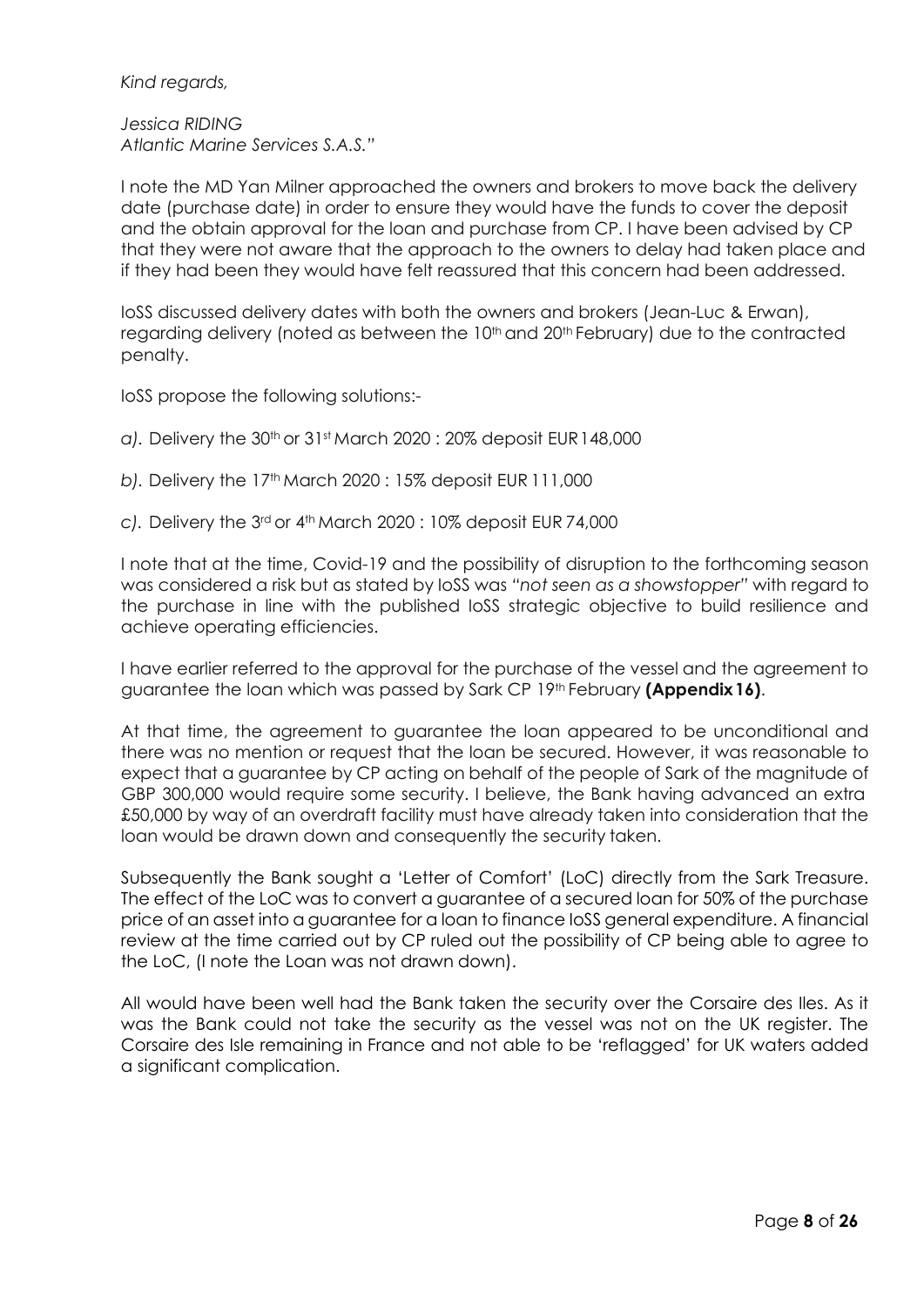*Kind regards,*

*Jessica RIDING*
*Atlantic Marine Services S.A.S."*

I note the MD Yan Milner approached the owners and brokers to move back the delivery date (purchase date) in order to ensure they would have the funds to cover the deposit and the obtain approval for the loan and purchase from CP. I have been advised by CP that they were not aware that the approach to the owners to delay had taken place and if they had been they would have felt reassured that this concern had been addressed.

IoSS discussed delivery dates with both the owners and brokers (Jean-Luc & Erwan), regarding delivery (noted as between the 10th and 20th February) due to the contracted penalty.

IoSS propose the following solutions:-

*a).* Delivery the 30th or 31st March 2020 : 20% deposit EUR 148,000

*b).* Delivery the 17th March 2020 : 15% deposit EUR 111,000

*c).* Delivery the 3rd or 4th March 2020 : 10% deposit EUR 74,000

I note that at the time, Covid-19 and the possibility of disruption to the forthcoming season was considered a risk but as stated by IoSS was *"not seen as a showstopper"* with regard to the purchase in line with the published IoSS strategic objective to build resilience and achieve operating efficiencies.

I have earlier referred to the approval for the purchase of the vessel and the agreement to guarantee the loan which was passed by Sark CP 19th February **(Appendix 16)**.

At that time, the agreement to guarantee the loan appeared to be unconditional and there was no mention or request that the loan be secured. However, it was reasonable to expect that a guarantee by CP acting on behalf of the people of Sark of the magnitude of GBP 300,000 would require some security. I believe, the Bank having advanced an extra £50,000 by way of an overdraft facility must have already taken into consideration that the loan would be drawn down and consequently the security taken.

Subsequently the Bank sought a 'Letter of Comfort' (LoC) directly from the Sark Treasure. The effect of the LoC was to convert a guarantee of a secured loan for 50% of the purchase price of an asset into a guarantee for a loan to finance IoSS general expenditure. A financial review at the time carried out by CP ruled out the possibility of CP being able to agree to the LoC, (I note the Loan was not drawn down).

All would have been well had the Bank taken the security over the Corsaire des Iles. As it was the Bank could not take the security as the vessel was not on the UK register. The Corsaire des Isle remaining in France and not able to be 'reflagged' for UK waters added a significant complication.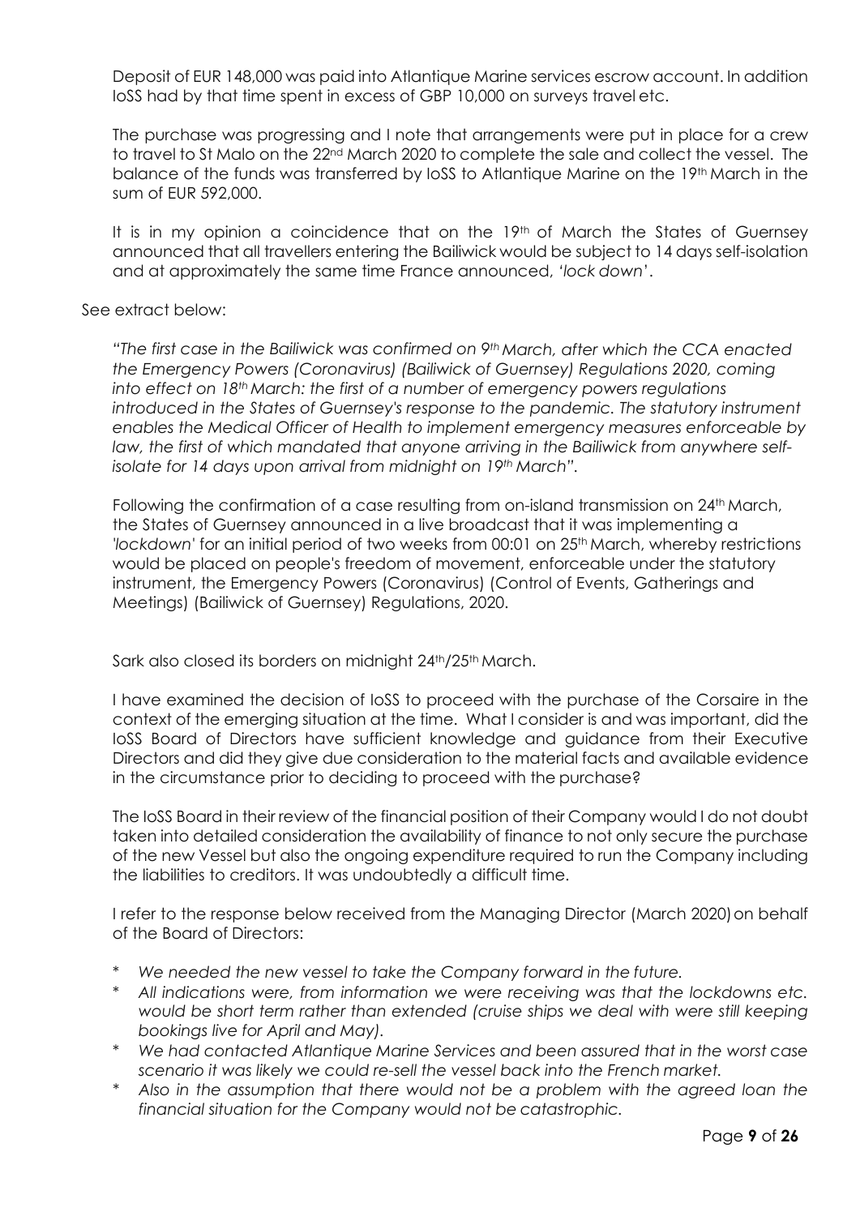Deposit of EUR 148,000 was paid into Atlantique Marine services escrow account. In addition IoSS had by that time spent in excess of GBP 10,000 on surveys travel etc.

The purchase was progressing and I note that arrangements were put in place for a crew to travel to St Malo on the 22nd March 2020 to complete the sale and collect the vessel. The balance of the funds was transferred by IoSS to Atlantique Marine on the 19th March in the sum of EUR 592,000.

It is in my opinion a coincidence that on the 19th of March the States of Guernsey announced that all travellers entering the Bailiwick would be subject to 14 days self-isolation and at approximately the same time France announced, *'lock down'*.

See extract below:

*"The first case in the Bailiwick was confirmed on 9th March, after which the CCA enacted the Emergency Powers (Coronavirus) (Bailiwick of Guernsey) Regulations 2020, coming into effect on 18th March: the first of a number of emergency powers regulations introduced in the States of Guernsey's response to the pandemic. The statutory instrument enables the Medical Officer of Health to implement emergency measures enforceable by law, the first of which mandated that anyone arriving in the Bailiwick from anywhere self-isolate for 14 days upon arrival from midnight on 19th March".*

Following the confirmation of a case resulting from on-island transmission on 24th March, the States of Guernsey announced in a live broadcast that it was implementing a *'lockdown'* for an initial period of two weeks from 00:01 on 25th March, whereby restrictions would be placed on people's freedom of movement, enforceable under the statutory instrument, the Emergency Powers (Coronavirus) (Control of Events, Gatherings and Meetings) (Bailiwick of Guernsey) Regulations, 2020.

Sark also closed its borders on midnight 24th/25th March.

I have examined the decision of IoSS to proceed with the purchase of the Corsaire in the context of the emerging situation at the time. What I consider is and was important, did the IoSS Board of Directors have sufficient knowledge and guidance from their Executive Directors and did they give due consideration to the material facts and available evidence in the circumstance prior to deciding to proceed with the purchase?

The IoSS Board in their review of the financial position of their Company would I do not doubt taken into detailed consideration the availability of finance to not only secure the purchase of the new Vessel but also the ongoing expenditure required to run the Company including the liabilities to creditors. It was undoubtedly a difficult time.

I refer to the response below received from the Managing Director (March 2020) on behalf of the Board of Directors:

- *We needed the new vessel to take the Company forward in the future.*
- *All indications were, from information we were receiving was that the lockdowns etc. would be short term rather than extended (cruise ships we deal with were still keeping bookings live for April and May).*
- *We had contacted Atlantique Marine Services and been assured that in the worst case scenario it was likely we could re-sell the vessel back into the French market.*
- *Also in the assumption that there would not be a problem with the agreed loan the financial situation for the Company would not be catastrophic.*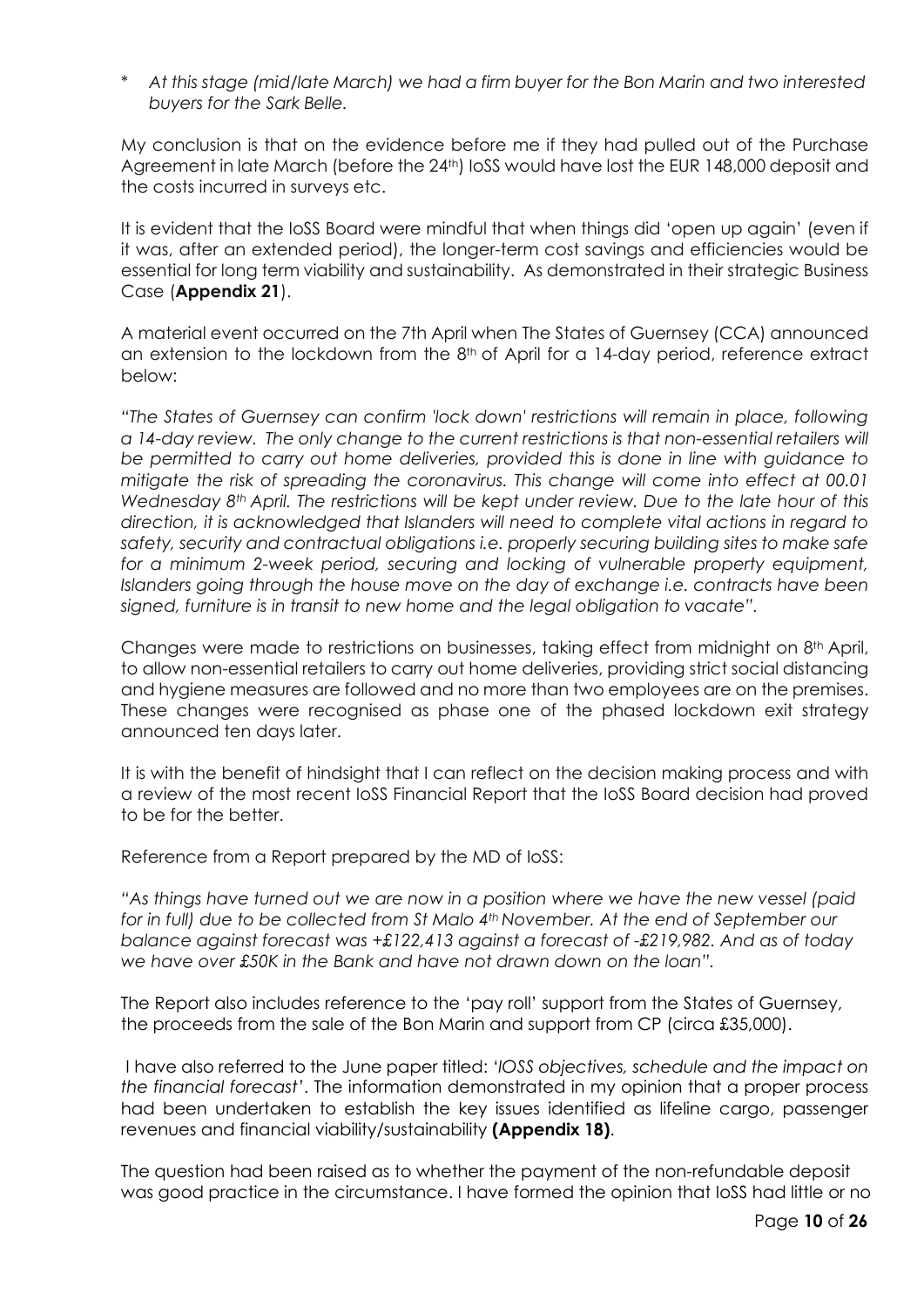\* *At this stage (mid/late March) we had a firm buyer for the Bon Marin and two interested buyers for the Sark Belle.*

My conclusion is that on the evidence before me if they had pulled out of the Purchase Agreement in late March (before the 24th) IoSS would have lost the EUR 148,000 deposit and the costs incurred in surveys etc.

It is evident that the IoSS Board were mindful that when things did 'open up again' (even if it was, after an extended period), the longer-term cost savings and efficiencies would be essential for long term viability and sustainability. As demonstrated in their strategic Business Case (**Appendix 21**).

A material event occurred on the 7th April when The States of Guernsey (CCA) announced an extension to the lockdown from the 8th of April for a 14-day period, reference extract below:

*"The States of Guernsey can confirm 'lock down' restrictions will remain in place, following a 14-day review. The only change to the current restrictions is that non-essential retailers will be permitted to carry out home deliveries, provided this is done in line with guidance to mitigate the risk of spreading the coronavirus. This change will come into effect at 00.01 Wednesday 8th April. The restrictions will be kept under review. Due to the late hour of this direction, it is acknowledged that Islanders will need to complete vital actions in regard to safety, security and contractual obligations i.e. properly securing building sites to make safe for a minimum 2-week period, securing and locking of vulnerable property equipment, Islanders going through the house move on the day of exchange i.e. contracts have been signed, furniture is in transit to new home and the legal obligation to vacate".*

Changes were made to restrictions on businesses, taking effect from midnight on 8th April, to allow non-essential retailers to carry out home deliveries, providing strict social distancing and hygiene measures are followed and no more than two employees are on the premises. These changes were recognised as phase one of the phased lockdown exit strategy announced ten days later.

It is with the benefit of hindsight that I can reflect on the decision making process and with a review of the most recent IoSS Financial Report that the IoSS Board decision had proved to be for the better.

Reference from a Report prepared by the MD of IoSS:

*"As things have turned out we are now in a position where we have the new vessel (paid for in full) due to be collected from St Malo 4th November. At the end of September our balance against forecast was +£122,413 against a forecast of -£219,982. And as of today we have over £50K in the Bank and have not drawn down on the loan".*

The Report also includes reference to the 'pay roll' support from the States of Guernsey, the proceeds from the sale of the Bon Marin and support from CP (circa £35,000).

I have also referred to the June paper titled: '*IOSS objectives, schedule and the impact on the financial forecast*'. The information demonstrated in my opinion that a proper process had been undertaken to establish the key issues identified as lifeline cargo, passenger revenues and financial viability/sustainability **(Appendix 18)**.

The question had been raised as to whether the payment of the non-refundable deposit was good practice in the circumstance. I have formed the opinion that IoSS had little or no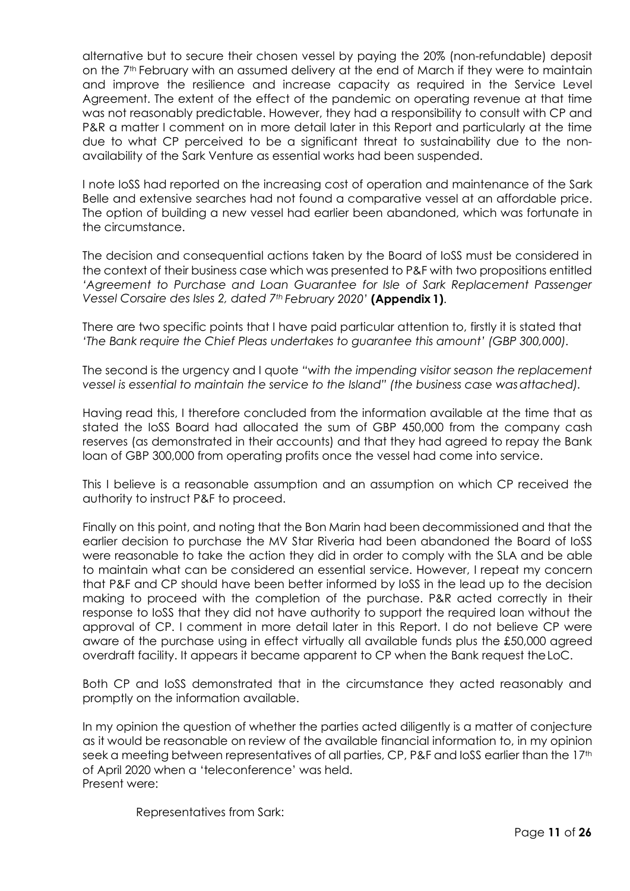alternative but to secure their chosen vessel by paying the 20% (non-refundable) deposit on the 7th February with an assumed delivery at the end of March if they were to maintain and improve the resilience and increase capacity as required in the Service Level Agreement. The extent of the effect of the pandemic on operating revenue at that time was not reasonably predictable. However, they had a responsibility to consult with CP and P&R a matter I comment on in more detail later in this Report and particularly at the time due to what CP perceived to be a significant threat to sustainability due to the non-availability of the Sark Venture as essential works had been suspended.

I note IoSS had reported on the increasing cost of operation and maintenance of the Sark Belle and extensive searches had not found a comparative vessel at an affordable price. The option of building a new vessel had earlier been abandoned, which was fortunate in the circumstance.

The decision and consequential actions taken by the Board of IoSS must be considered in the context of their business case which was presented to P&F with two propositions entitled *'Agreement to Purchase and Loan Guarantee for Isle of Sark Replacement Passenger Vessel Corsaire des Isles 2, dated 7th February 2020'* **(Appendix 1)**.

There are two specific points that I have paid particular attention to, firstly it is stated that *'The Bank require the Chief Pleas undertakes to guarantee this amount' (GBP 300,000)*.

The second is the urgency and I quote *"with the impending visitor season the replacement vessel is essential to maintain the service to the Island" (the business case was attached).*

Having read this, I therefore concluded from the information available at the time that as stated the IoSS Board had allocated the sum of GBP 450,000 from the company cash reserves (as demonstrated in their accounts) and that they had agreed to repay the Bank loan of GBP 300,000 from operating profits once the vessel had come into service.

This I believe is a reasonable assumption and an assumption on which CP received the authority to instruct P&F to proceed.

Finally on this point, and noting that the Bon Marin had been decommissioned and that the earlier decision to purchase the MV Star Riveria had been abandoned the Board of IoSS were reasonable to take the action they did in order to comply with the SLA and be able to maintain what can be considered an essential service. However, I repeat my concern that P&F and CP should have been better informed by IoSS in the lead up to the decision making to proceed with the completion of the purchase. P&R acted correctly in their response to IoSS that they did not have authority to support the required loan without the approval of CP. I comment in more detail later in this Report. I do not believe CP were aware of the purchase using in effect virtually all available funds plus the £50,000 agreed overdraft facility. It appears it became apparent to CP when the Bank request the LoC.

Both CP and IoSS demonstrated that in the circumstance they acted reasonably and promptly on the information available.

In my opinion the question of whether the parties acted diligently is a matter of conjecture as it would be reasonable on review of the available financial information to, in my opinion seek a meeting between representatives of all parties, CP, P&F and IoSS earlier than the 17th of April 2020 when a 'teleconference' was held.
Present were:

Representatives from Sark: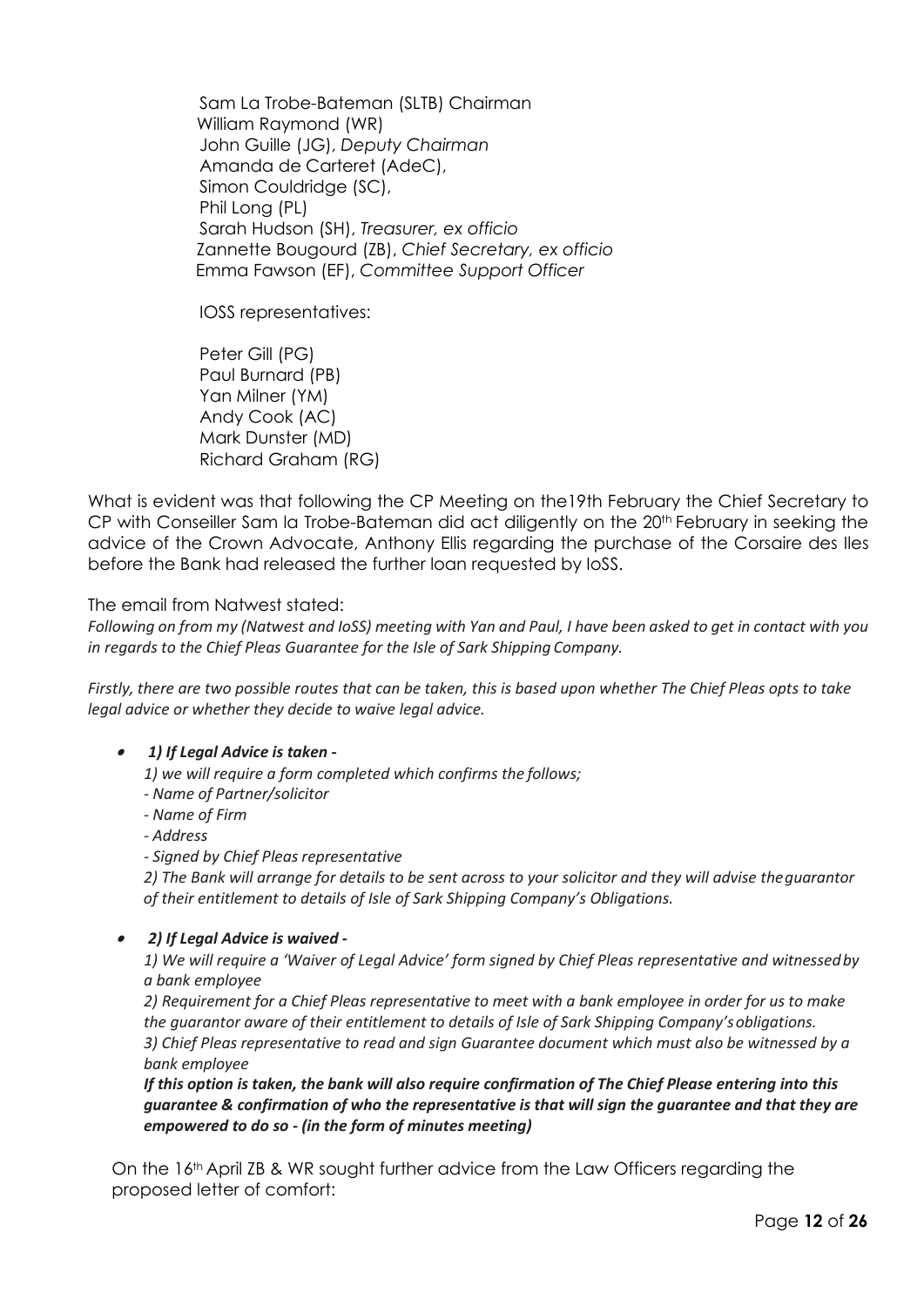Sam La Trobe-Bateman (SLTB) Chairman
William Raymond (WR)
John Guille (JG), *Deputy Chairman*
Amanda de Carteret (AdeC),
Simon Couldridge (SC),
Phil Long (PL)
Sarah Hudson (SH), *Treasurer, ex officio*
Zannette Bougourd (ZB), *Chief Secretary, ex officio*
Emma Fawson (EF), *Committee Support Officer*

IOSS representatives:

Peter Gill (PG)
Paul Burnard (PB)
Yan Milner (YM)
Andy Cook (AC)
Mark Dunster (MD)
Richard Graham (RG)

What is evident was that following the CP Meeting on the19th February the Chief Secretary to CP with Conseiller Sam la Trobe-Bateman did act diligently on the 20th February in seeking the advice of the Crown Advocate, Anthony Ellis regarding the purchase of the Corsaire des Iles before the Bank had released the further loan requested by IoSS.

The email from Natwest stated:

*Following on from my (Natwest and IoSS) meeting with Yan and Paul, I have been asked to get in contact with you in regards to the Chief Pleas Guarantee for the Isle of Sark Shipping Company.*

*Firstly, there are two possible routes that can be taken, this is based upon whether The Chief Pleas opts to take legal advice or whether they decide to waive legal advice.*

- ***1) If Legal Advice is taken -***
  *1) we will require a form completed which confirms the follows;*
  *- Name of Partner/solicitor*
  *- Name of Firm*
  *- Address*
  *- Signed by Chief Pleas representative*
  *2) The Bank will arrange for details to be sent across to your solicitor and they will advise the guarantor of their entitlement to details of Isle of Sark Shipping Company's Obligations.*

- ***2) If Legal Advice is waived -***
  *1) We will require a 'Waiver of Legal Advice' form signed by Chief Pleas representative and witnessed by a bank employee*
  *2) Requirement for a Chief Pleas representative to meet with a bank employee in order for us to make the guarantor aware of their entitlement to details of Isle of Sark Shipping Company's obligations.*
  *3) Chief Pleas representative to read and sign Guarantee document which must also be witnessed by a bank employee*
  ***If this option is taken, the bank will also require confirmation of The Chief Please entering into this guarantee & confirmation of who the representative is that will sign the guarantee and that they are empowered to do so - (in the form of minutes meeting)***

On the 16th April ZB & WR sought further advice from the Law Officers regarding the proposed letter of comfort: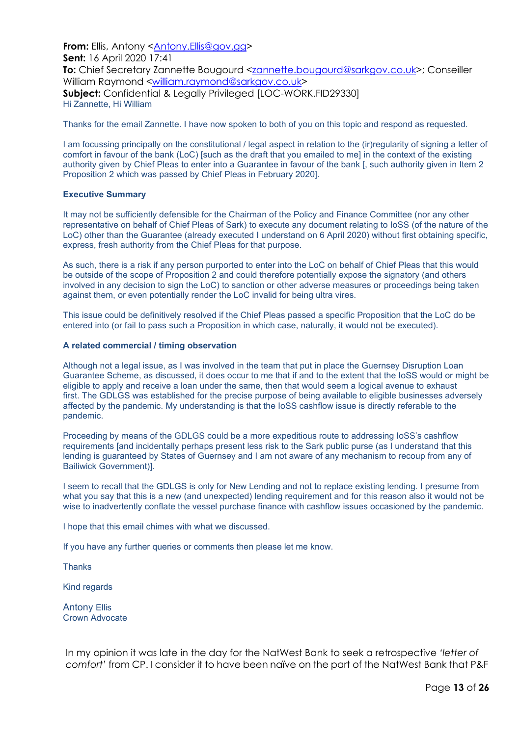**From:** Ellis, Antony <Antony.Ellis@gov.gg>
**Sent:** 16 April 2020 17:41
**To:** Chief Secretary Zannette Bougourd <zannette.bougourd@sarkgov.co.uk>; Conseiller William Raymond <william.raymond@sarkgov.co.uk>
**Subject:** Confidential & Legally Privileged [LOC-WORK.FID29330]

Hi Zannette, Hi William

Thanks for the email Zannette. I have now spoken to both of you on this topic and respond as requested.

I am focussing principally on the constitutional / legal aspect in relation to the (ir)regularity of signing a letter of comfort in favour of the bank (LoC) [such as the draft that you emailed to me] in the context of the existing authority given by Chief Pleas to enter into a Guarantee in favour of the bank [, such authority given in Item 2 Proposition 2 which was passed by Chief Pleas in February 2020].

**Executive Summary**

It may not be sufficiently defensible for the Chairman of the Policy and Finance Committee (nor any other representative on behalf of Chief Pleas of Sark) to execute any document relating to IoSS (of the nature of the LoC) other than the Guarantee (already executed I understand on 6 April 2020) without first obtaining specific, express, fresh authority from the Chief Pleas for that purpose.

As such, there is a risk if any person purported to enter into the LoC on behalf of Chief Pleas that this would be outside of the scope of Proposition 2 and could therefore potentially expose the signatory (and others involved in any decision to sign the LoC) to sanction or other adverse measures or proceedings being taken against them, or even potentially render the LoC invalid for being ultra vires.

This issue could be definitively resolved if the Chief Pleas passed a specific Proposition that the LoC do be entered into (or fail to pass such a Proposition in which case, naturally, it would not be executed).

**A related commercial / timing observation**

Although not a legal issue, as I was involved in the team that put in place the Guernsey Disruption Loan Guarantee Scheme, as discussed, it does occur to me that if and to the extent that the IoSS would or might be eligible to apply and receive a loan under the same, then that would seem a logical avenue to exhaust first. The GDLGS was established for the precise purpose of being available to eligible businesses adversely affected by the pandemic. My understanding is that the IoSS cashflow issue is directly referable to the pandemic.

Proceeding by means of the GDLGS could be a more expeditious route to addressing IoSS's cashflow requirements [and incidentally perhaps present less risk to the Sark public purse (as I understand that this lending is guaranteed by States of Guernsey and I am not aware of any mechanism to recoup from any of Bailiwick Government)].

I seem to recall that the GDLGS is only for New Lending and not to replace existing lending. I presume from what you say that this is a new (and unexpected) lending requirement and for this reason also it would not be wise to inadvertently conflate the vessel purchase finance with cashflow issues occasioned by the pandemic.

I hope that this email chimes with what we discussed.

If you have any further queries or comments then please let me know.

Thanks

Kind regards

Antony Ellis
Crown Advocate

In my opinion it was late in the day for the NatWest Bank to seek a retrospective *'letter of comfort'* from CP. I consider it to have been naïve on the part of the NatWest Bank that P&F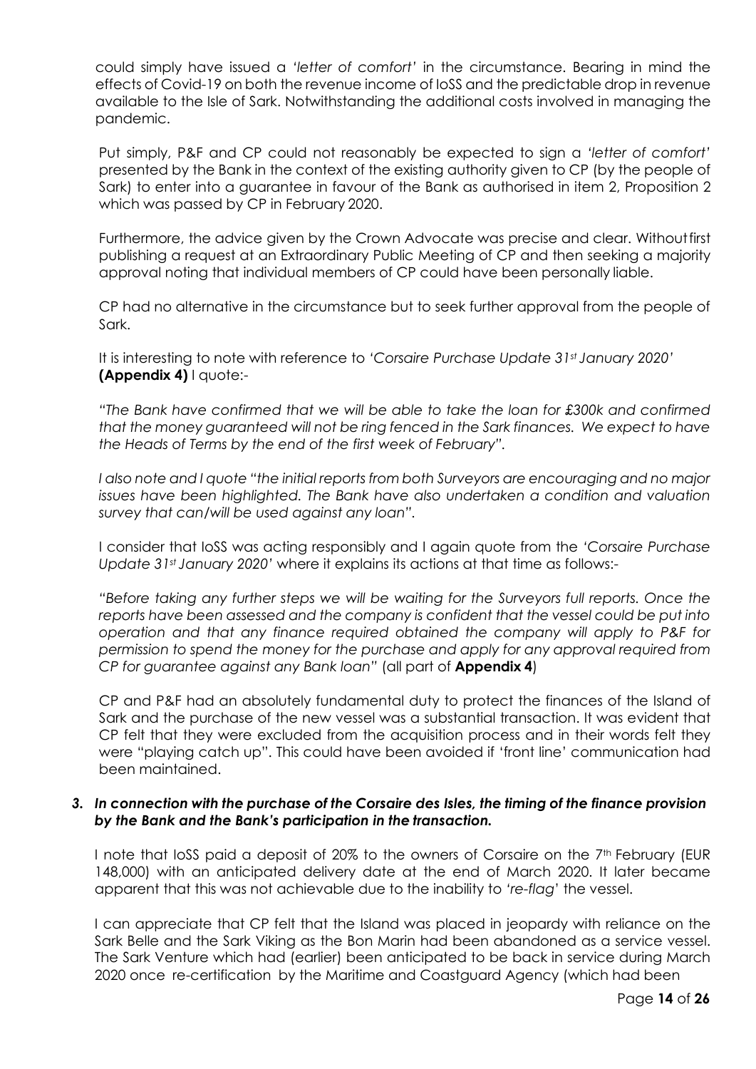could simply have issued a *'letter of comfort'* in the circumstance. Bearing in mind the effects of Covid-19 on both the revenue income of IoSS and the predictable drop in revenue available to the Isle of Sark. Notwithstanding the additional costs involved in managing the pandemic.

Put simply, P&F and CP could not reasonably be expected to sign a *'letter of comfort'* presented by the Bank in the context of the existing authority given to CP (by the people of Sark) to enter into a guarantee in favour of the Bank as authorised in item 2, Proposition 2 which was passed by CP in February 2020.

Furthermore, the advice given by the Crown Advocate was precise and clear. Without first publishing a request at an Extraordinary Public Meeting of CP and then seeking a majority approval noting that individual members of CP could have been personally liable.

CP had no alternative in the circumstance but to seek further approval from the people of Sark.

It is interesting to note with reference to *'Corsaire Purchase Update 31st January 2020'* **(Appendix 4)** I quote:-

*"The Bank have confirmed that we will be able to take the loan for £300k and confirmed that the money guaranteed will not be ring fenced in the Sark finances. We expect to have the Heads of Terms by the end of the first week of February".*

*I also note and I quote "the initial reports from both Surveyors are encouraging and no major issues have been highlighted. The Bank have also undertaken a condition and valuation survey that can/will be used against any loan".*

I consider that IoSS was acting responsibly and I again quote from the *'Corsaire Purchase Update 31st January 2020'* where it explains its actions at that time as follows:-

*"Before taking any further steps we will be waiting for the Surveyors full reports. Once the reports have been assessed and the company is confident that the vessel could be put into operation and that any finance required obtained the company will apply to P&F for permission to spend the money for the purchase and apply for any approval required from CP for guarantee against any Bank loan"* (all part of **Appendix 4**)

CP and P&F had an absolutely fundamental duty to protect the finances of the Island of Sark and the purchase of the new vessel was a substantial transaction. It was evident that CP felt that they were excluded from the acquisition process and in their words felt they were "playing catch up". This could have been avoided if 'front line' communication had been maintained.

### *3. In connection with the purchase of the Corsaire des Isles, the timing of the finance provision by the Bank and the Bank's participation in the transaction.*

I note that IoSS paid a deposit of 20% to the owners of Corsaire on the 7th February (EUR 148,000) with an anticipated delivery date at the end of March 2020. It later became apparent that this was not achievable due to the inability to *'re-flag'* the vessel.

I can appreciate that CP felt that the Island was placed in jeopardy with reliance on the Sark Belle and the Sark Viking as the Bon Marin had been abandoned as a service vessel. The Sark Venture which had (earlier) been anticipated to be back in service during March 2020 once re-certification by the Maritime and Coastguard Agency (which had been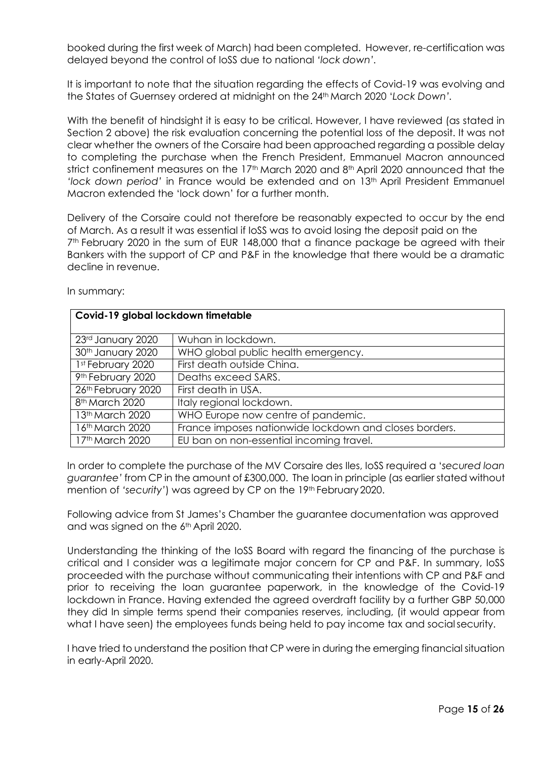booked during the first week of March) had been completed. However, re-certification was delayed beyond the control of IoSS due to national *'lock down'*.

It is important to note that the situation regarding the effects of Covid-19 was evolving and the States of Guernsey ordered at midnight on the 24th March 2020 '*Lock Down'*.

With the benefit of hindsight it is easy to be critical. However, I have reviewed (as stated in Section 2 above) the risk evaluation concerning the potential loss of the deposit. It was not clear whether the owners of the Corsaire had been approached regarding a possible delay to completing the purchase when the French President, Emmanuel Macron announced strict confinement measures on the 17th March 2020 and 8th April 2020 announced that the *'lock down period'* in France would be extended and on 13th April President Emmanuel Macron extended the 'lock down' for a further month.

Delivery of the Corsaire could not therefore be reasonably expected to occur by the end of March. As a result it was essential if IoSS was to avoid losing the deposit paid on the 7th February 2020 in the sum of EUR 148,000 that a finance package be agreed with their Bankers with the support of CP and P&F in the knowledge that there would be a dramatic decline in revenue.

In summary:

| **Covid-19 global lockdown timetable** | |
|---|---|
| 23rd January 2020 | Wuhan in lockdown. |
| 30th January 2020 | WHO global public health emergency. |
| 1st February 2020 | First death outside China. |
| 9th February 2020 | Deaths exceed SARS. |
| 26th February 2020 | First death in USA. |
| 8th March 2020 | Italy regional lockdown. |
| 13th March 2020 | WHO Europe now centre of pandemic. |
| 16th March 2020 | France imposes nationwide lockdown and closes borders. |
| 17th March 2020 | EU ban on non-essential incoming travel. |

In order to complete the purchase of the MV Corsaire des Iles, IoSS required a '*secured loan guarantee'* from CP in the amount of £300,000. The loan in principle (as earlier stated without mention of *'security'*) was agreed by CP on the 19th February 2020.

Following advice from St James's Chamber the guarantee documentation was approved and was signed on the 6th April 2020.

Understanding the thinking of the IoSS Board with regard the financing of the purchase is critical and I consider was a legitimate major concern for CP and P&F. In summary, IoSS proceeded with the purchase without communicating their intentions with CP and P&F and prior to receiving the loan guarantee paperwork, in the knowledge of the Covid-19 lockdown in France. Having extended the agreed overdraft facility by a further GBP 50,000 they did In simple terms spend their companies reserves, including, (it would appear from what I have seen) the employees funds being held to pay income tax and social security.

I have tried to understand the position that CP were in during the emerging financial situation in early-April 2020.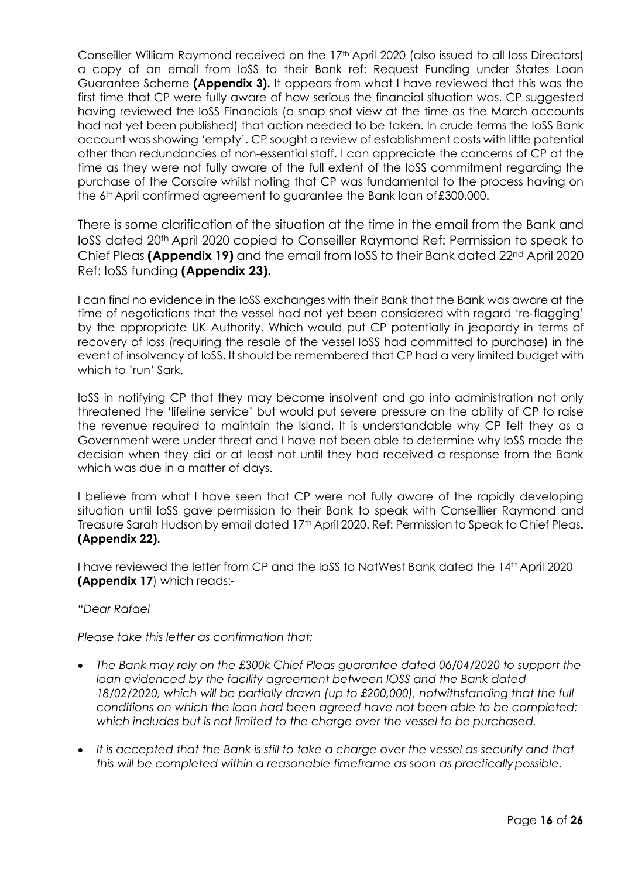Conseiller William Raymond received on the 17th April 2020 (also issued to all Ioss Directors) a copy of an email from IoSS to their Bank ref: Request Funding under States Loan Guarantee Scheme **(Appendix 3).** It appears from what I have reviewed that this was the first time that CP were fully aware of how serious the financial situation was. CP suggested having reviewed the IoSS Financials (a snap shot view at the time as the March accounts had not yet been published) that action needed to be taken. In crude terms the IoSS Bank account was showing 'empty'. CP sought a review of establishment costs with little potential other than redundancies of non-essential staff. I can appreciate the concerns of CP at the time as they were not fully aware of the full extent of the IoSS commitment regarding the purchase of the Corsaire whilst noting that CP was fundamental to the process having on the 6th April confirmed agreement to guarantee the Bank loan of £300,000.

There is some clarification of the situation at the time in the email from the Bank and IoSS dated 20th April 2020 copied to Conseiller Raymond Ref: Permission to speak to Chief Pleas **(Appendix 19)** and the email from IoSS to their Bank dated 22nd April 2020 Ref: IoSS funding **(Appendix 23).**

I can find no evidence in the IoSS exchanges with their Bank that the Bank was aware at the time of negotiations that the vessel had not yet been considered with regard 're-flagging' by the appropriate UK Authority. Which would put CP potentially in jeopardy in terms of recovery of loss (requiring the resale of the vessel IoSS had committed to purchase) in the event of insolvency of IoSS. It should be remembered that CP had a very limited budget with which to 'run' Sark.

IoSS in notifying CP that they may become insolvent and go into administration not only threatened the 'lifeline service' but would put severe pressure on the ability of CP to raise the revenue required to maintain the Island. It is understandable why CP felt they as a Government were under threat and I have not been able to determine why IoSS made the decision when they did or at least not until they had received a response from the Bank which was due in a matter of days.

I believe from what I have seen that CP were not fully aware of the rapidly developing situation until IoSS gave permission to their Bank to speak with Conseillier Raymond and Treasure Sarah Hudson by email dated 17th April 2020. Ref: Permission to Speak to Chief Pleas**. (Appendix 22).**

I have reviewed the letter from CP and the IoSS to NatWest Bank dated the 14th April 2020 **(Appendix 17**) which reads:-

*"Dear Rafael*

*Please take this letter as confirmation that:*

- *The Bank may rely on the £300k Chief Pleas guarantee dated 06/04/2020 to support the loan evidenced by the facility agreement between IOSS and the Bank dated 18/02/2020, which will be partially drawn (up to £200,000), notwithstanding that the full conditions on which the loan had been agreed have not been able to be completed: which includes but is not limited to the charge over the vessel to be purchased.*
- *It is accepted that the Bank is still to take a charge over the vessel as security and that this will be completed within a reasonable timeframe as soon as practically possible.*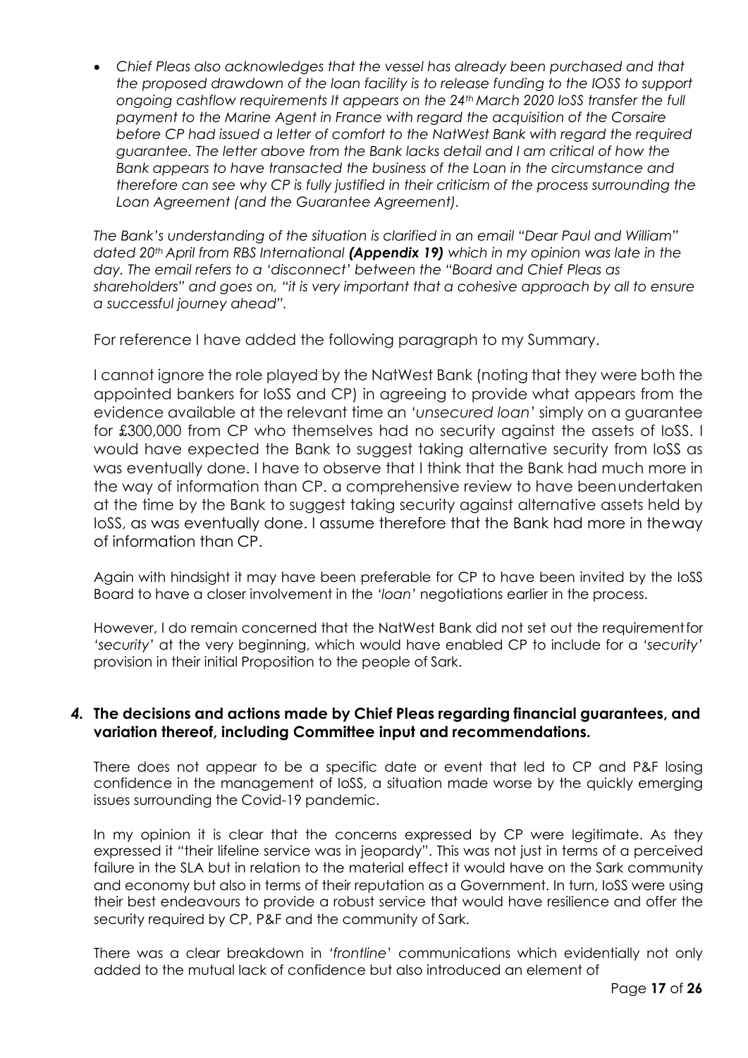- *Chief Pleas also acknowledges that the vessel has already been purchased and that the proposed drawdown of the loan facility is to release funding to the IOSS to support ongoing cashflow requirements It appears on the 24th March 2020 IoSS transfer the full payment to the Marine Agent in France with regard the acquisition of the Corsaire before CP had issued a letter of comfort to the NatWest Bank with regard the required guarantee. The letter above from the Bank lacks detail and I am critical of how the Bank appears to have transacted the business of the Loan in the circumstance and therefore can see why CP is fully justified in their criticism of the process surrounding the Loan Agreement (and the Guarantee Agreement).*

*The Bank's understanding of the situation is clarified in an email "Dear Paul and William" dated 20th April from RBS International* ***(Appendix 19)*** *which in my opinion was late in the day. The email refers to a 'disconnect' between the "Board and Chief Pleas as shareholders" and goes on, "it is very important that a cohesive approach by all to ensure a successful journey ahead".*

For reference I have added the following paragraph to my Summary.

I cannot ignore the role played by the NatWest Bank (noting that they were both the appointed bankers for IoSS and CP) in agreeing to provide what appears from the evidence available at the relevant time an *'unsecured loan'* simply on a guarantee for £300,000 from CP who themselves had no security against the assets of IoSS. I would have expected the Bank to suggest taking alternative security from IoSS as was eventually done. I have to observe that I think that the Bank had much more in the way of information than CP. a comprehensive review to have beenundertaken at the time by the Bank to suggest taking security against alternative assets held by IoSS, as was eventually done. I assume therefore that the Bank had more in theway of information than CP.

Again with hindsight it may have been preferable for CP to have been invited by the IoSS Board to have a closer involvement in the *'loan'* negotiations earlier in the process.

However, I do remain concerned that the NatWest Bank did not set out the requirementfor *'security'* at the very beginning, which would have enabled CP to include for a *'security'* provision in their initial Proposition to the people of Sark.

### *4.* **The decisions and actions made by Chief Pleas regarding financial guarantees, and variation thereof, including Committee input and recommendations.**

There does not appear to be a specific date or event that led to CP and P&F losing confidence in the management of IoSS, a situation made worse by the quickly emerging issues surrounding the Covid-19 pandemic.

In my opinion it is clear that the concerns expressed by CP were legitimate. As they expressed it "their lifeline service was in jeopardy". This was not just in terms of a perceived failure in the SLA but in relation to the material effect it would have on the Sark community and economy but also in terms of their reputation as a Government. In turn, IoSS were using their best endeavours to provide a robust service that would have resilience and offer the security required by CP, P&F and the community of Sark.

There was a clear breakdown in *'frontline'* communications which evidentially not only added to the mutual lack of confidence but also introduced an element of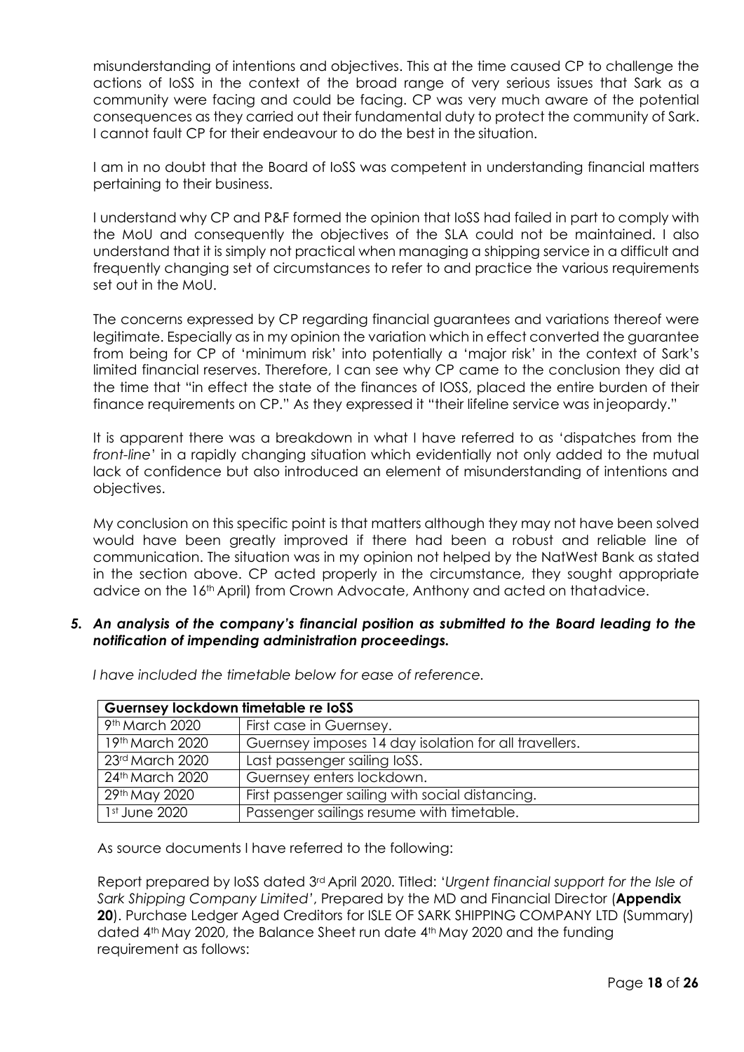misunderstanding of intentions and objectives. This at the time caused CP to challenge the actions of IoSS in the context of the broad range of very serious issues that Sark as a community were facing and could be facing. CP was very much aware of the potential consequences as they carried out their fundamental duty to protect the community of Sark. I cannot fault CP for their endeavour to do the best in the situation.

I am in no doubt that the Board of IoSS was competent in understanding financial matters pertaining to their business.

I understand why CP and P&F formed the opinion that IoSS had failed in part to comply with the MoU and consequently the objectives of the SLA could not be maintained. I also understand that it is simply not practical when managing a shipping service in a difficult and frequently changing set of circumstances to refer to and practice the various requirements set out in the MoU.

The concerns expressed by CP regarding financial guarantees and variations thereof were legitimate. Especially as in my opinion the variation which in effect converted the guarantee from being for CP of 'minimum risk' into potentially a 'major risk' in the context of Sark's limited financial reserves. Therefore, I can see why CP came to the conclusion they did at the time that "in effect the state of the finances of IOSS, placed the entire burden of their finance requirements on CP." As they expressed it "their lifeline service was in jeopardy."

It is apparent there was a breakdown in what I have referred to as 'dispatches from the *front-line*' in a rapidly changing situation which evidentially not only added to the mutual lack of confidence but also introduced an element of misunderstanding of intentions and objectives.

My conclusion on this specific point is that matters although they may not have been solved would have been greatly improved if there had been a robust and reliable line of communication. The situation was in my opinion not helped by the NatWest Bank as stated in the section above. CP acted properly in the circumstance, they sought appropriate advice on the 16th April) from Crown Advocate, Anthony and acted on that advice.

### *5. An analysis of the company's financial position as submitted to the Board leading to the notification of impending administration proceedings.*

*I have included the timetable below for ease of reference.*

| **Guernsey lockdown timetable re IoSS** | |
|---|---|
| 9th March 2020 | First case in Guernsey. |
| 19th March 2020 | Guernsey imposes 14 day isolation for all travellers. |
| 23rd March 2020 | Last passenger sailing IoSS. |
| 24th March 2020 | Guernsey enters lockdown. |
| 29th May 2020 | First passenger sailing with social distancing. |
| 1st June 2020 | Passenger sailings resume with timetable. |

As source documents I have referred to the following:

Report prepared by IoSS dated 3rd April 2020. Titled: '*Urgent financial support for the Isle of Sark Shipping Company Limited'*, Prepared by the MD and Financial Director (**Appendix 20**). Purchase Ledger Aged Creditors for ISLE OF SARK SHIPPING COMPANY LTD (Summary) dated 4th May 2020, the Balance Sheet run date 4th May 2020 and the funding requirement as follows: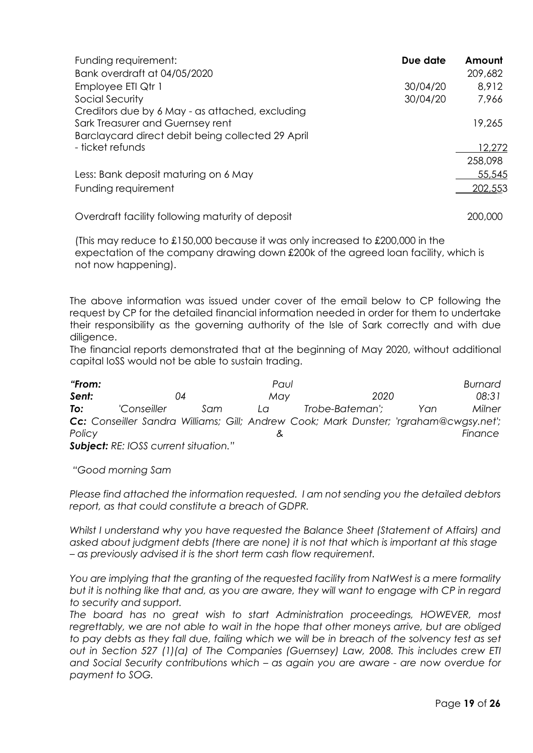| Funding requirement: | Due date | Amount |
|---|---|---|
| Bank overdraft at 04/05/2020 | | 209,682 |
| Employee ETI Qtr 1 | 30/04/20 | 8,912 |
| Social Security | 30/04/20 | 7,966 |
| Creditors due by 6 May - as attached, excluding Sark Treasurer and Guernsey rent | | 19,265 |
| Barclaycard direct debit being collected 29 April - ticket refunds | | 12,272 |
| | | 258,098 |
| Less: Bank deposit maturing on 6 May | | 55,545 |
| Funding requirement | | 202,553 |
| | | |
| Overdraft facility following maturity of deposit | | 200,000 |

(This may reduce to £150,000 because it was only increased to £200,000 in the expectation of the company drawing down £200k of the agreed loan facility, which is not now happening).

The above information was issued under cover of the email below to CP following the request by CP for the detailed financial information needed in order for them to undertake their responsibility as the governing authority of the Isle of Sark correctly and with due diligence.

The financial reports demonstrated that at the beginning of May 2020, without additional capital IoSS would not be able to sustain trading.

*"**From:** Paul Burnard*
*__Sent:__ 04 May 2020 08:31*
*__To:__ 'Conseiller Sam La Trobe-Bateman'; Yan Milner*
*__Cc:__ Conseiller Sandra Williams; Gill; Andrew Cook; Mark Dunster; 'rgraham@cwgsy.net'; Policy & Finance*
*__Subject:__ RE: IOSS current situation."*

*"Good morning Sam*

*Please find attached the information requested. I am not sending you the detailed debtors report, as that could constitute a breach of GDPR.*

*Whilst I understand why you have requested the Balance Sheet (Statement of Affairs) and asked about judgment debts (there are none) it is not that which is important at this stage – as previously advised it is the short term cash flow requirement.*

*You are implying that the granting of the requested facility from NatWest is a mere formality but it is nothing like that and, as you are aware, they will want to engage with CP in regard to security and support.*

*The board has no great wish to start Administration proceedings, HOWEVER, most regrettably, we are not able to wait in the hope that other moneys arrive, but are obliged to pay debts as they fall due, failing which we will be in breach of the solvency test as set out in Section 527 (1)(a) of The Companies (Guernsey) Law, 2008. This includes crew ETI and Social Security contributions which – as again you are aware - are now overdue for payment to SOG.*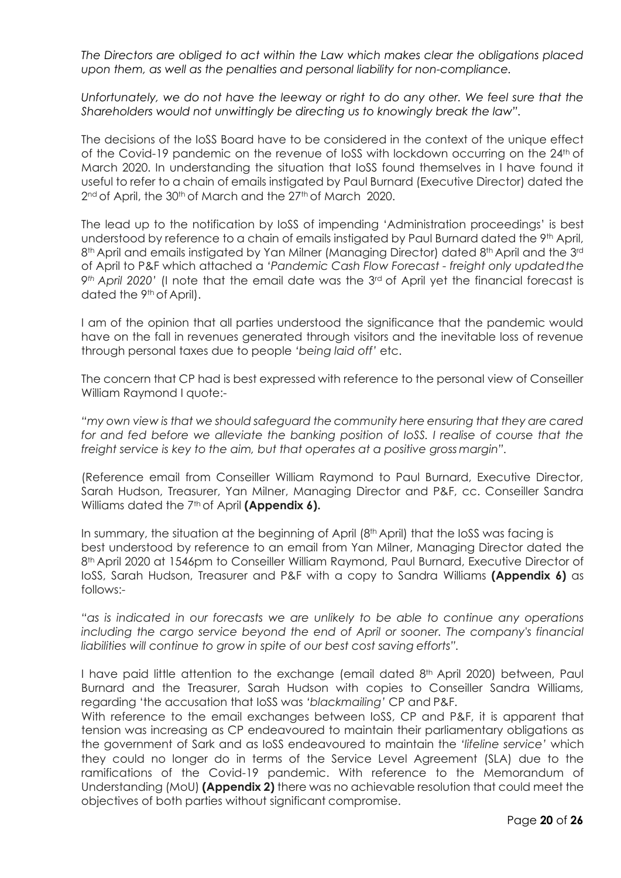*The Directors are obliged to act within the Law which makes clear the obligations placed upon them, as well as the penalties and personal liability for non-compliance.*

*Unfortunately, we do not have the leeway or right to do any other. We feel sure that the Shareholders would not unwittingly be directing us to knowingly break the law".*

The decisions of the IoSS Board have to be considered in the context of the unique effect of the Covid-19 pandemic on the revenue of IoSS with lockdown occurring on the 24th of March 2020. In understanding the situation that IoSS found themselves in I have found it useful to refer to a chain of emails instigated by Paul Burnard (Executive Director) dated the 2nd of April, the 30th of March and the 27th of March 2020.

The lead up to the notification by IoSS of impending 'Administration proceedings' is best understood by reference to a chain of emails instigated by Paul Burnard dated the 9th April, 8th April and emails instigated by Yan Milner (Managing Director) dated 8th April and the 3rd of April to P&F which attached a *'Pandemic Cash Flow Forecast - freight only updated the 9th April 2020'* (I note that the email date was the 3rd of April yet the financial forecast is dated the 9th of April).

I am of the opinion that all parties understood the significance that the pandemic would have on the fall in revenues generated through visitors and the inevitable loss of revenue through personal taxes due to people *'being laid off'* etc.

The concern that CP had is best expressed with reference to the personal view of Conseiller William Raymond I quote:-

*"my own view is that we should safeguard the community here ensuring that they are cared for and fed before we alleviate the banking position of IoSS. I realise of course that the freight service is key to the aim, but that operates at a positive gross margin".*

(Reference email from Conseiller William Raymond to Paul Burnard, Executive Director, Sarah Hudson, Treasurer, Yan Milner, Managing Director and P&F, cc. Conseiller Sandra Williams dated the 7th of April **(Appendix 6).**

In summary, the situation at the beginning of April (8th April) that the IoSS was facing is best understood by reference to an email from Yan Milner, Managing Director dated the 8th April 2020 at 1546pm to Conseiller William Raymond, Paul Burnard, Executive Director of IoSS, Sarah Hudson, Treasurer and P&F with a copy to Sandra Williams **(Appendix 6)** as follows:-

*"as is indicated in our forecasts we are unlikely to be able to continue any operations including the cargo service beyond the end of April or sooner. The company's financial liabilities will continue to grow in spite of our best cost saving efforts".*

I have paid little attention to the exchange (email dated 8th April 2020) between, Paul Burnard and the Treasurer, Sarah Hudson with copies to Conseiller Sandra Williams, regarding 'the accusation that IoSS was *'blackmailing'* CP and P&F.

With reference to the email exchanges between IoSS, CP and P&F, it is apparent that tension was increasing as CP endeavoured to maintain their parliamentary obligations as the government of Sark and as IoSS endeavoured to maintain the *'lifeline service'* which they could no longer do in terms of the Service Level Agreement (SLA) due to the ramifications of the Covid-19 pandemic. With reference to the Memorandum of Understanding (MoU) **(Appendix 2)** there was no achievable resolution that could meet the objectives of both parties without significant compromise.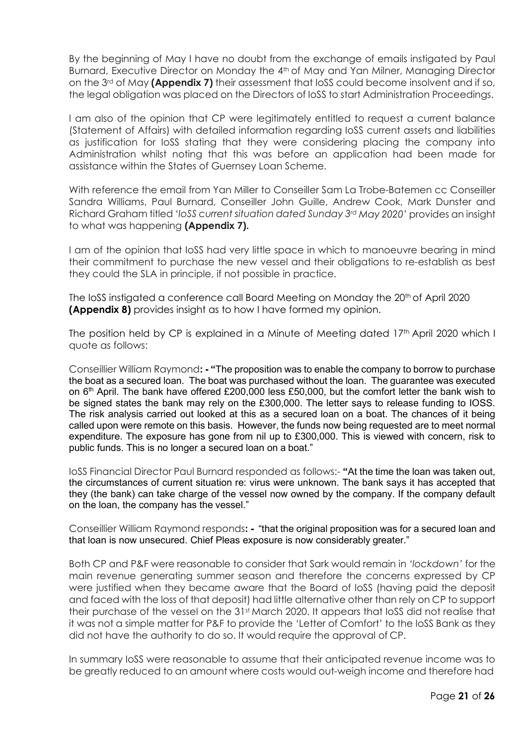By the beginning of May I have no doubt from the exchange of emails instigated by Paul Burnard, Executive Director on Monday the 4th of May and Yan Milner, Managing Director on the 3rd of May **(Appendix 7)** their assessment that IoSS could become insolvent and if so, the legal obligation was placed on the Directors of IoSS to start Administration Proceedings.

I am also of the opinion that CP were legitimately entitled to request a current balance (Statement of Affairs) with detailed information regarding IoSS current assets and liabilities as justification for IoSS stating that they were considering placing the company into Administration whilst noting that this was before an application had been made for assistance within the States of Guernsey Loan Scheme.

With reference the email from Yan Miller to Conseiller Sam La Trobe-Batemen cc Conseiller Sandra Williams, Paul Burnard, Conseiller John Guille, Andrew Cook, Mark Dunster and Richard Graham titled *'IoSS current situation dated Sunday 3rd May 2020'* provides an insight to what was happening **(Appendix 7)**.

I am of the opinion that IoSS had very little space in which to manoeuvre bearing in mind their commitment to purchase the new vessel and their obligations to re-establish as best they could the SLA in principle, if not possible in practice.

The IoSS instigated a conference call Board Meeting on Monday the 20th of April 2020 **(Appendix 8)** provides insight as to how I have formed my opinion.

The position held by CP is explained in a Minute of Meeting dated 17th April 2020 which I quote as follows:

Conseillier William Raymond**: - "**The proposition was to enable the company to borrow to purchase the boat as a secured loan. The boat was purchased without the loan. The guarantee was executed on 6th April. The bank have offered £200,000 less £50,000, but the comfort letter the bank wish to be signed states the bank may rely on the £300,000. The letter says to release funding to IOSS. The risk analysis carried out looked at this as a secured loan on a boat. The chances of it being called upon were remote on this basis. However, the funds now being requested are to meet normal expenditure. The exposure has gone from nil up to £300,000. This is viewed with concern, risk to public funds. This is no longer a secured loan on a boat."

IoSS Financial Director Paul Burnard responded as follows:- **"**At the time the loan was taken out, the circumstances of current situation re: virus were unknown. The bank says it has accepted that they (the bank) can take charge of the vessel now owned by the company. If the company default on the loan, the company has the vessel."

Conseillier William Raymond responds**: -** "that the original proposition was for a secured loan and that loan is now unsecured. Chief Pleas exposure is now considerably greater."

Both CP and P&F were reasonable to consider that Sark would remain in *'lockdown'* for the main revenue generating summer season and therefore the concerns expressed by CP were justified when they became aware that the Board of IoSS (having paid the deposit and faced with the loss of that deposit) had little alternative other than rely on CP to support their purchase of the vessel on the 31st March 2020. It appears that IoSS did not realise that it was not a simple matter for P&F to provide the 'Letter of Comfort' to the IoSS Bank as they did not have the authority to do so. It would require the approval of CP.

In summary IoSS were reasonable to assume that their anticipated revenue income was to be greatly reduced to an amount where costs would out-weigh income and therefore had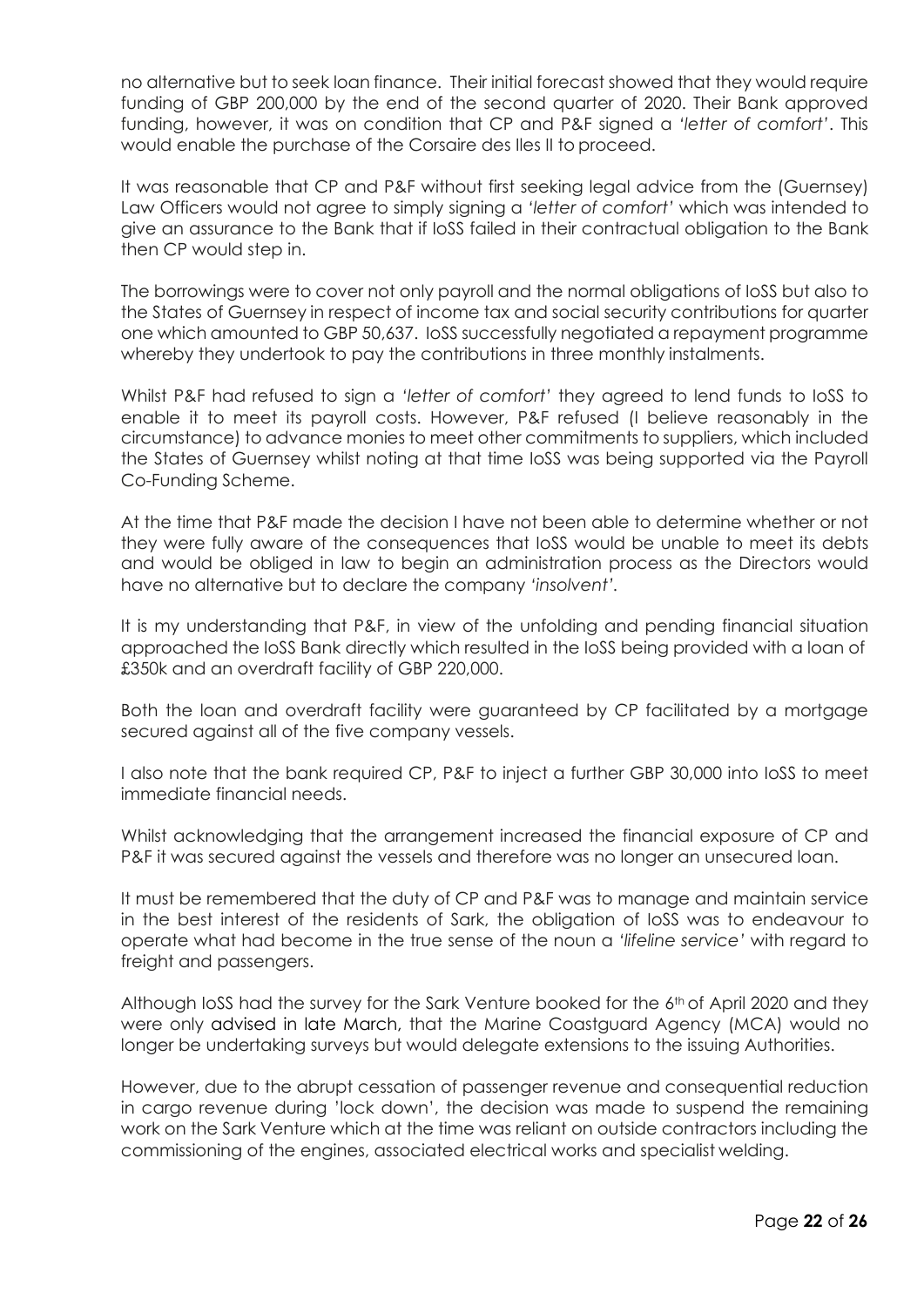no alternative but to seek loan finance. Their initial forecast showed that they would require funding of GBP 200,000 by the end of the second quarter of 2020. Their Bank approved funding, however, it was on condition that CP and P&F signed a *'letter of comfort'*. This would enable the purchase of the Corsaire des Iles II to proceed.

It was reasonable that CP and P&F without first seeking legal advice from the (Guernsey) Law Officers would not agree to simply signing a *'letter of comfort'* which was intended to give an assurance to the Bank that if IoSS failed in their contractual obligation to the Bank then CP would step in.

The borrowings were to cover not only payroll and the normal obligations of IoSS but also to the States of Guernsey in respect of income tax and social security contributions for quarter one which amounted to GBP 50,637. IoSS successfully negotiated a repayment programme whereby they undertook to pay the contributions in three monthly instalments.

Whilst P&F had refused to sign a *'letter of comfort'* they agreed to lend funds to IoSS to enable it to meet its payroll costs. However, P&F refused (I believe reasonably in the circumstance) to advance monies to meet other commitments to suppliers, which included the States of Guernsey whilst noting at that time IoSS was being supported via the Payroll Co-Funding Scheme.

At the time that P&F made the decision I have not been able to determine whether or not they were fully aware of the consequences that IoSS would be unable to meet its debts and would be obliged in law to begin an administration process as the Directors would have no alternative but to declare the company *'insolvent'*.

It is my understanding that P&F, in view of the unfolding and pending financial situation approached the IoSS Bank directly which resulted in the IoSS being provided with a loan of £350k and an overdraft facility of GBP 220,000.

Both the loan and overdraft facility were guaranteed by CP facilitated by a mortgage secured against all of the five company vessels.

I also note that the bank required CP, P&F to inject a further GBP 30,000 into IoSS to meet immediate financial needs.

Whilst acknowledging that the arrangement increased the financial exposure of CP and P&F it was secured against the vessels and therefore was no longer an unsecured loan.

It must be remembered that the duty of CP and P&F was to manage and maintain service in the best interest of the residents of Sark, the obligation of IoSS was to endeavour to operate what had become in the true sense of the noun a *'lifeline service'* with regard to freight and passengers.

Although IoSS had the survey for the Sark Venture booked for the 6th of April 2020 and they were only advised in late March, that the Marine Coastguard Agency (MCA) would no longer be undertaking surveys but would delegate extensions to the issuing Authorities.

However, due to the abrupt cessation of passenger revenue and consequential reduction in cargo revenue during 'lock down', the decision was made to suspend the remaining work on the Sark Venture which at the time was reliant on outside contractors including the commissioning of the engines, associated electrical works and specialist welding.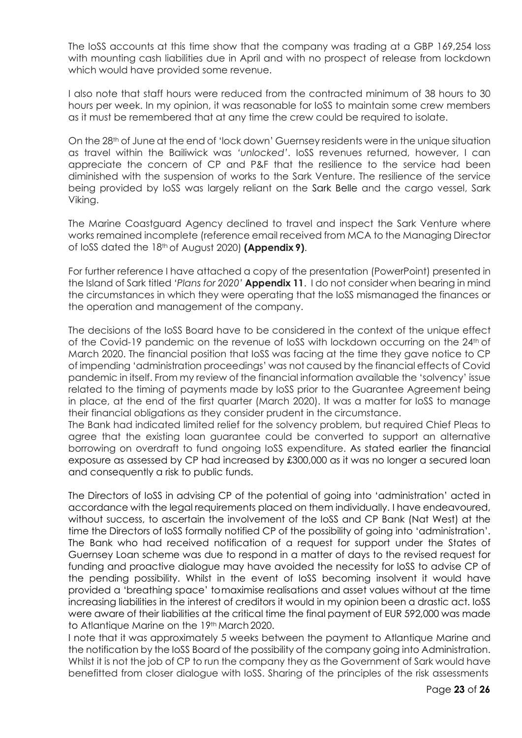The IoSS accounts at this time show that the company was trading at a GBP 169,254 loss with mounting cash liabilities due in April and with no prospect of release from lockdown which would have provided some revenue.

I also note that staff hours were reduced from the contracted minimum of 38 hours to 30 hours per week. In my opinion, it was reasonable for IoSS to maintain some crew members as it must be remembered that at any time the crew could be required to isolate.

On the 28th of June at the end of 'lock down' Guernsey residents were in the unique situation as travel within the Bailiwick was *'unlocked'*. IoSS revenues returned, however, I can appreciate the concern of CP and P&F that the resilience to the service had been diminished with the suspension of works to the Sark Venture. The resilience of the service being provided by IoSS was largely reliant on the Sark Belle and the cargo vessel, Sark Viking.

The Marine Coastguard Agency declined to travel and inspect the Sark Venture where works remained incomplete (reference email received from MCA to the Managing Director of IoSS dated the 18th of August 2020) **(Appendix 9)**.

For further reference I have attached a copy of the presentation (PowerPoint) presented in the Island of Sark titled *'Plans for 2020'* **Appendix 11**. I do not consider when bearing in mind the circumstances in which they were operating that the IoSS mismanaged the finances or the operation and management of the company.

The decisions of the IoSS Board have to be considered in the context of the unique effect of the Covid-19 pandemic on the revenue of IoSS with lockdown occurring on the 24th of March 2020. The financial position that IoSS was facing at the time they gave notice to CP of impending 'administration proceedings' was not caused by the financial effects of Covid pandemic in itself. From my review of the financial information available the 'solvency' issue related to the timing of payments made by IoSS prior to the Guarantee Agreement being in place, at the end of the first quarter (March 2020). It was a matter for IoSS to manage their financial obligations as they consider prudent in the circumstance.

The Bank had indicated limited relief for the solvency problem, but required Chief Pleas to agree that the existing loan guarantee could be converted to support an alternative borrowing on overdraft to fund ongoing IoSS expenditure. As stated earlier the financial exposure as assessed by CP had increased by £300,000 as it was no longer a secured loan and consequently a risk to public funds.

The Directors of IoSS in advising CP of the potential of going into 'administration' acted in accordance with the legal requirements placed on them individually. I have endeavoured, without success, to ascertain the involvement of the IoSS and CP Bank (Nat West) at the time the Directors of IoSS formally notified CP of the possibility of going into 'administration'. The Bank who had received notification of a request for support under the States of Guernsey Loan scheme was due to respond in a matter of days to the revised request for funding and proactive dialogue may have avoided the necessity for IoSS to advise CP of the pending possibility. Whilst in the event of IoSS becoming insolvent it would have provided a 'breathing space' to maximise realisations and asset values without at the time increasing liabilities in the interest of creditors it would in my opinion been a drastic act. IoSS were aware of their liabilities at the critical time the final payment of EUR 592,000 was made to Atlantique Marine on the 19th March 2020.

I note that it was approximately 5 weeks between the payment to Atlantique Marine and the notification by the IoSS Board of the possibility of the company going into Administration. Whilst it is not the job of CP to run the company they as the Government of Sark would have benefitted from closer dialogue with IoSS. Sharing of the principles of the risk assessments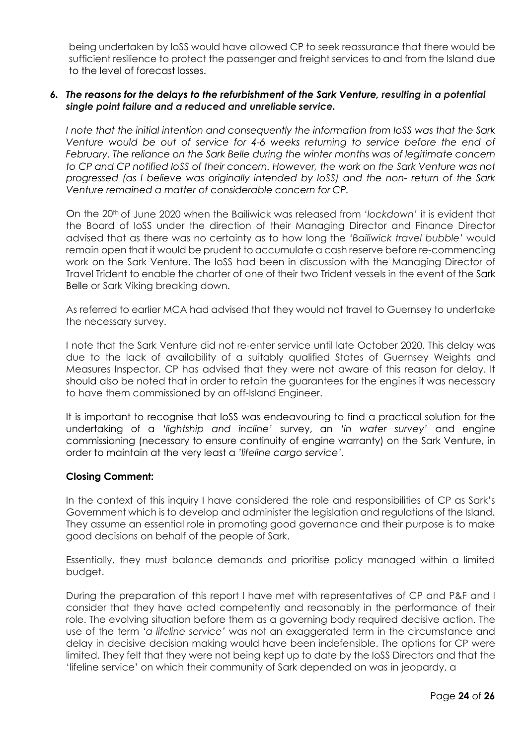being undertaken by IoSS would have allowed CP to seek reassurance that there would be sufficient resilience to protect the passenger and freight services to and from the Island due to the level of forecast losses.

6. ***The reasons for the delays to the refurbishment of the Sark Venture, resulting in a potential single point failure and a reduced and unreliable service.***

*I note that the initial intention and consequently the information from IoSS was that the Sark Venture would be out of service for 4-6 weeks returning to service before the end of February. The reliance on the Sark Belle during the winter months was of legitimate concern to CP and CP notified IoSS of their concern. However, the work on the Sark Venture was not progressed (as I believe was originally intended by IoSS) and the non- return of the Sark Venture remained a matter of considerable concern for CP.*

On the 20th of June 2020 when the Bailiwick was released from *'lockdown'* it is evident that the Board of IoSS under the direction of their Managing Director and Finance Director advised that as there was no certainty as to how long the *'Bailiwick travel bubble'* would remain open that it would be prudent to accumulate a cash reserve before re-commencing work on the Sark Venture. The IoSS had been in discussion with the Managing Director of Travel Trident to enable the charter of one of their two Trident vessels in the event of the Sark Belle or Sark Viking breaking down.

As referred to earlier MCA had advised that they would not travel to Guernsey to undertake the necessary survey.

I note that the Sark Venture did not re-enter service until late October 2020. This delay was due to the lack of availability of a suitably qualified States of Guernsey Weights and Measures Inspector. CP has advised that they were not aware of this reason for delay. It should also be noted that in order to retain the guarantees for the engines it was necessary to have them commissioned by an off-Island Engineer.

It is important to recognise that IoSS was endeavouring to find a practical solution for the undertaking of a *'lightship and incline'* survey, an *'in water survey'* and engine commissioning (necessary to ensure continuity of engine warranty) on the Sark Venture, in order to maintain at the very least a *'lifeline cargo service'*.

**Closing Comment:**

In the context of this inquiry I have considered the role and responsibilities of CP as Sark's Government which is to develop and administer the legislation and regulations of the Island. They assume an essential role in promoting good governance and their purpose is to make good decisions on behalf of the people of Sark.

Essentially, they must balance demands and prioritise policy managed within a limited budget.

During the preparation of this report I have met with representatives of CP and P&F and I consider that they have acted competently and reasonably in the performance of their role. The evolving situation before them as a governing body required decisive action. The use of the term *'a lifeline service'* was not an exaggerated term in the circumstance and delay in decisive decision making would have been indefensible. The options for CP were limited. They felt that they were not being kept up to date by the IoSS Directors and that the 'lifeline service' on which their community of Sark depended on was in jeopardy, a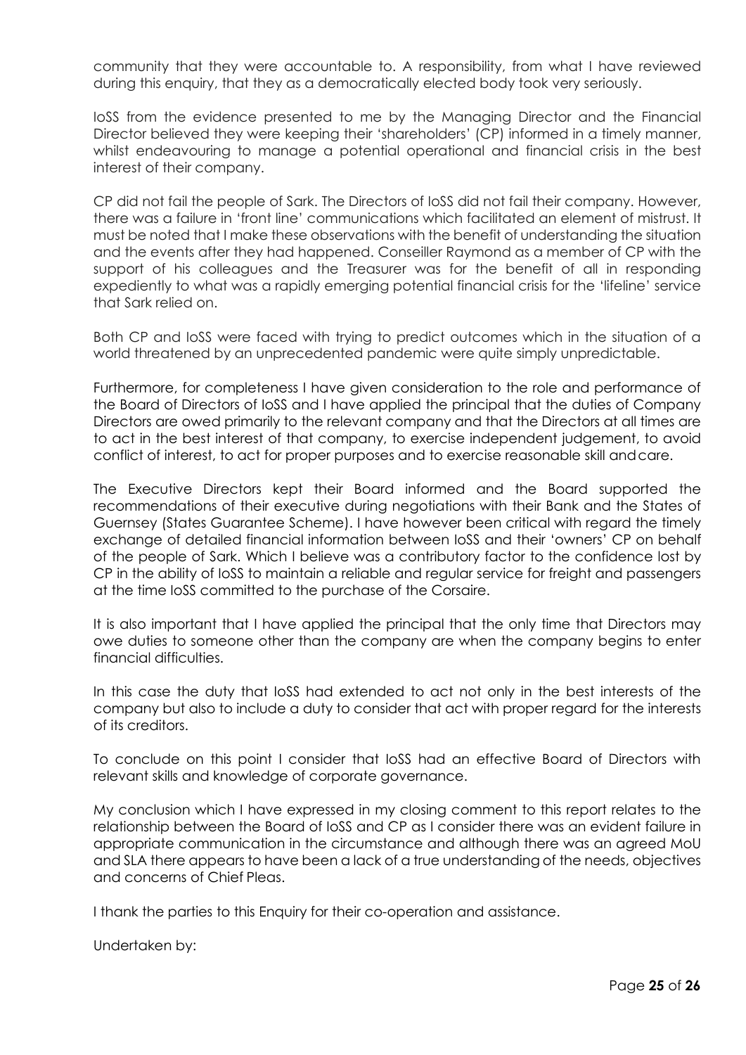community that they were accountable to. A responsibility, from what I have reviewed during this enquiry, that they as a democratically elected body took very seriously.

IoSS from the evidence presented to me by the Managing Director and the Financial Director believed they were keeping their 'shareholders' (CP) informed in a timely manner, whilst endeavouring to manage a potential operational and financial crisis in the best interest of their company.

CP did not fail the people of Sark. The Directors of IoSS did not fail their company. However, there was a failure in 'front line' communications which facilitated an element of mistrust. It must be noted that I make these observations with the benefit of understanding the situation and the events after they had happened. Conseiller Raymond as a member of CP with the support of his colleagues and the Treasurer was for the benefit of all in responding expediently to what was a rapidly emerging potential financial crisis for the 'lifeline' service that Sark relied on.

Both CP and IoSS were faced with trying to predict outcomes which in the situation of a world threatened by an unprecedented pandemic were quite simply unpredictable.

Furthermore, for completeness I have given consideration to the role and performance of the Board of Directors of IoSS and I have applied the principal that the duties of Company Directors are owed primarily to the relevant company and that the Directors at all times are to act in the best interest of that company, to exercise independent judgement, to avoid conflict of interest, to act for proper purposes and to exercise reasonable skill and care.

The Executive Directors kept their Board informed and the Board supported the recommendations of their executive during negotiations with their Bank and the States of Guernsey (States Guarantee Scheme). I have however been critical with regard the timely exchange of detailed financial information between IoSS and their 'owners' CP on behalf of the people of Sark. Which I believe was a contributory factor to the confidence lost by CP in the ability of IoSS to maintain a reliable and regular service for freight and passengers at the time IoSS committed to the purchase of the Corsaire.

It is also important that I have applied the principal that the only time that Directors may owe duties to someone other than the company are when the company begins to enter financial difficulties.

In this case the duty that IoSS had extended to act not only in the best interests of the company but also to include a duty to consider that act with proper regard for the interests of its creditors.

To conclude on this point I consider that IoSS had an effective Board of Directors with relevant skills and knowledge of corporate governance.

My conclusion which I have expressed in my closing comment to this report relates to the relationship between the Board of IoSS and CP as I consider there was an evident failure in appropriate communication in the circumstance and although there was an agreed MoU and SLA there appears to have been a lack of a true understanding of the needs, objectives and concerns of Chief Pleas.

I thank the parties to this Enquiry for their co-operation and assistance.

Undertaken by: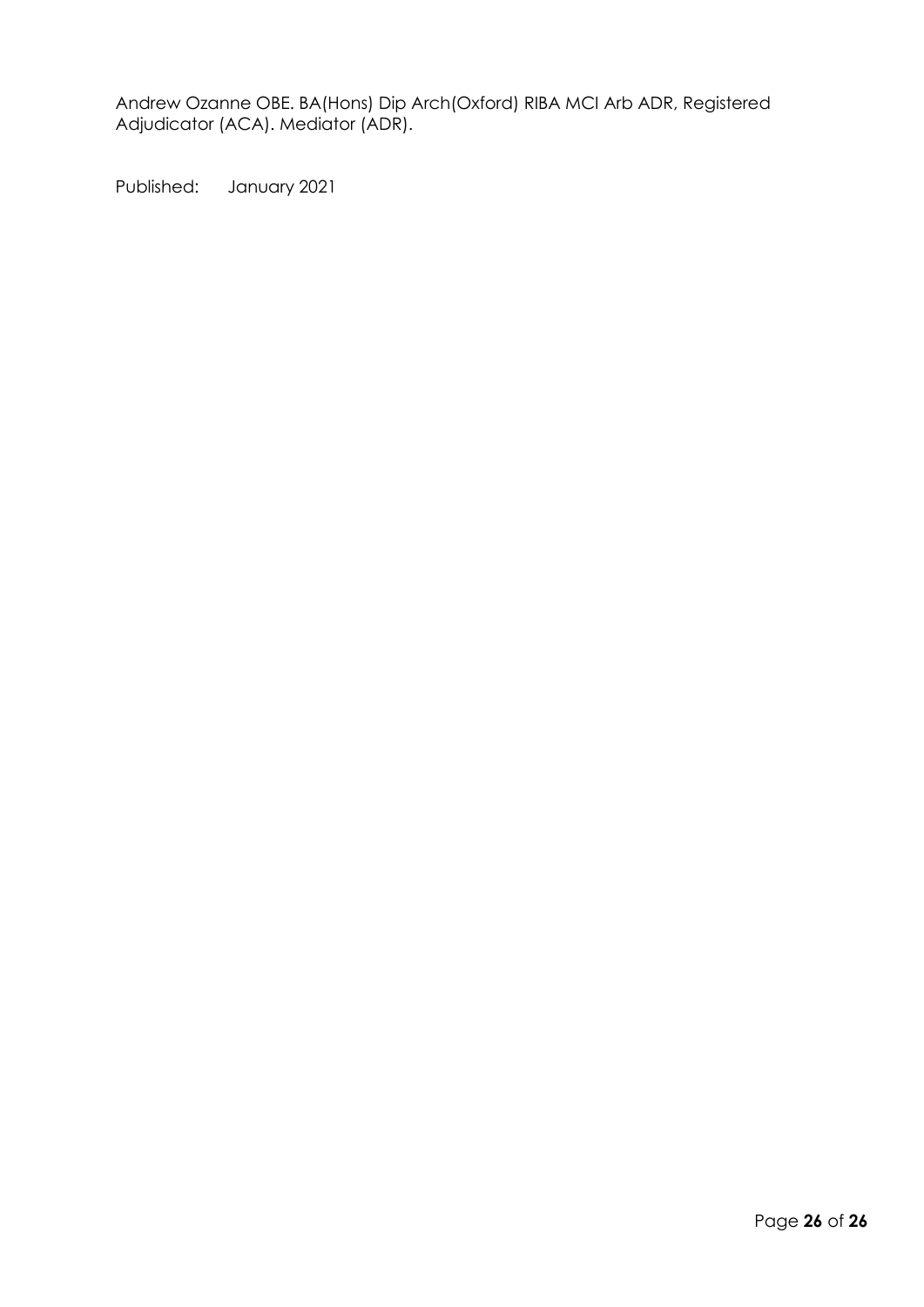Andrew Ozanne OBE. BA(Hons) Dip Arch(Oxford) RIBA MCI Arb ADR, Registered Adjudicator (ACA). Mediator (ADR).

Published: January 2021